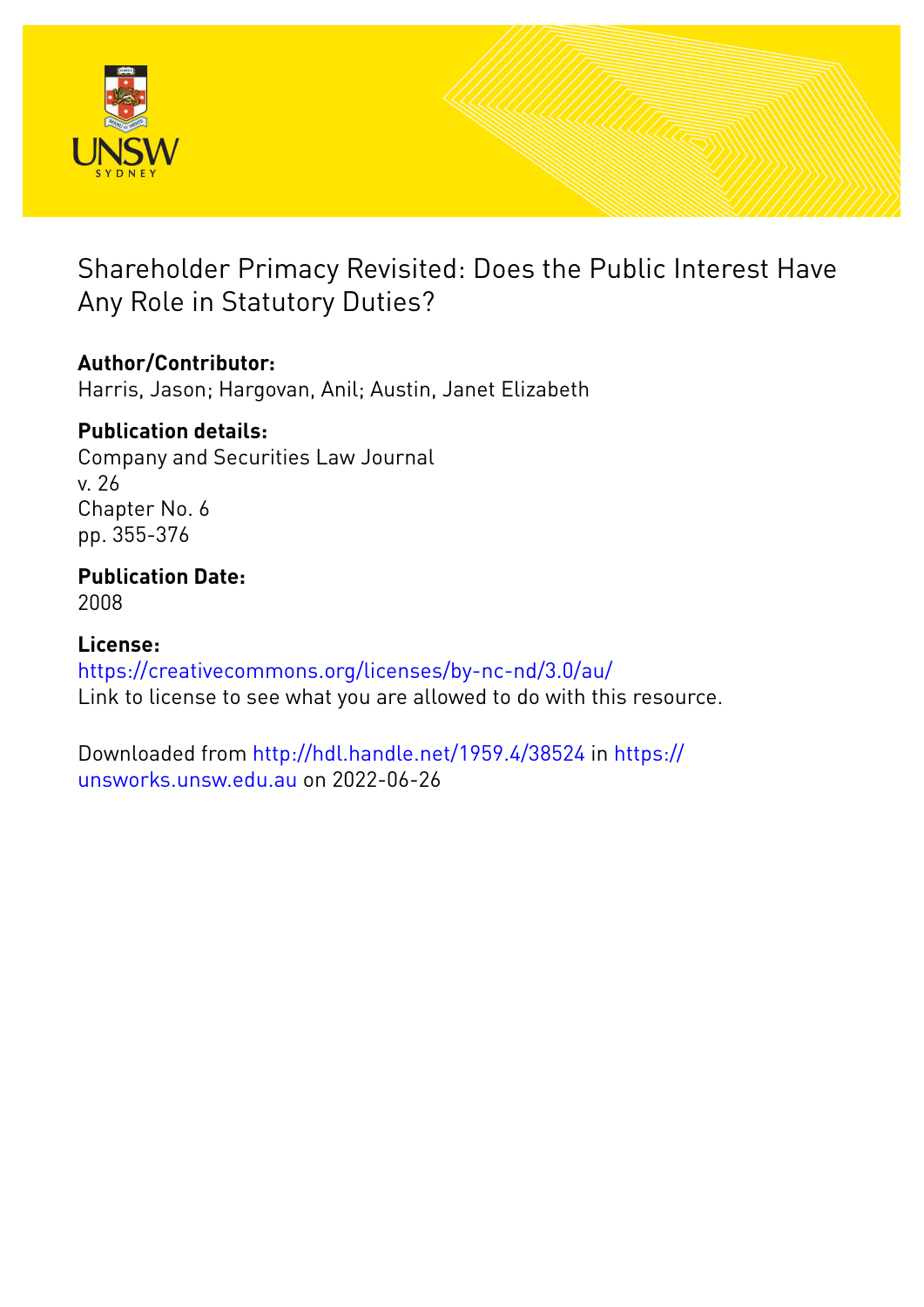# Shareholder Primacy Revisited: Does the Public Interest Have Any Role in Statutory Duties?

**Author/Contributor:**
Harris, Jason; Hargovan, Anil; Austin, Janet Elizabeth

**Publication details:**
Company and Securities Law Journal
v. 26
Chapter No. 6
pp. 355-376

**Publication Date:**
2008

**License:**
https://creativecommons.org/licenses/by-nc-nd/3.0/au/
Link to license to see what you are allowed to do with this resource.

Downloaded from http://hdl.handle.net/1959.4/38524 in https://unsworks.unsw.edu.au on 2022-06-26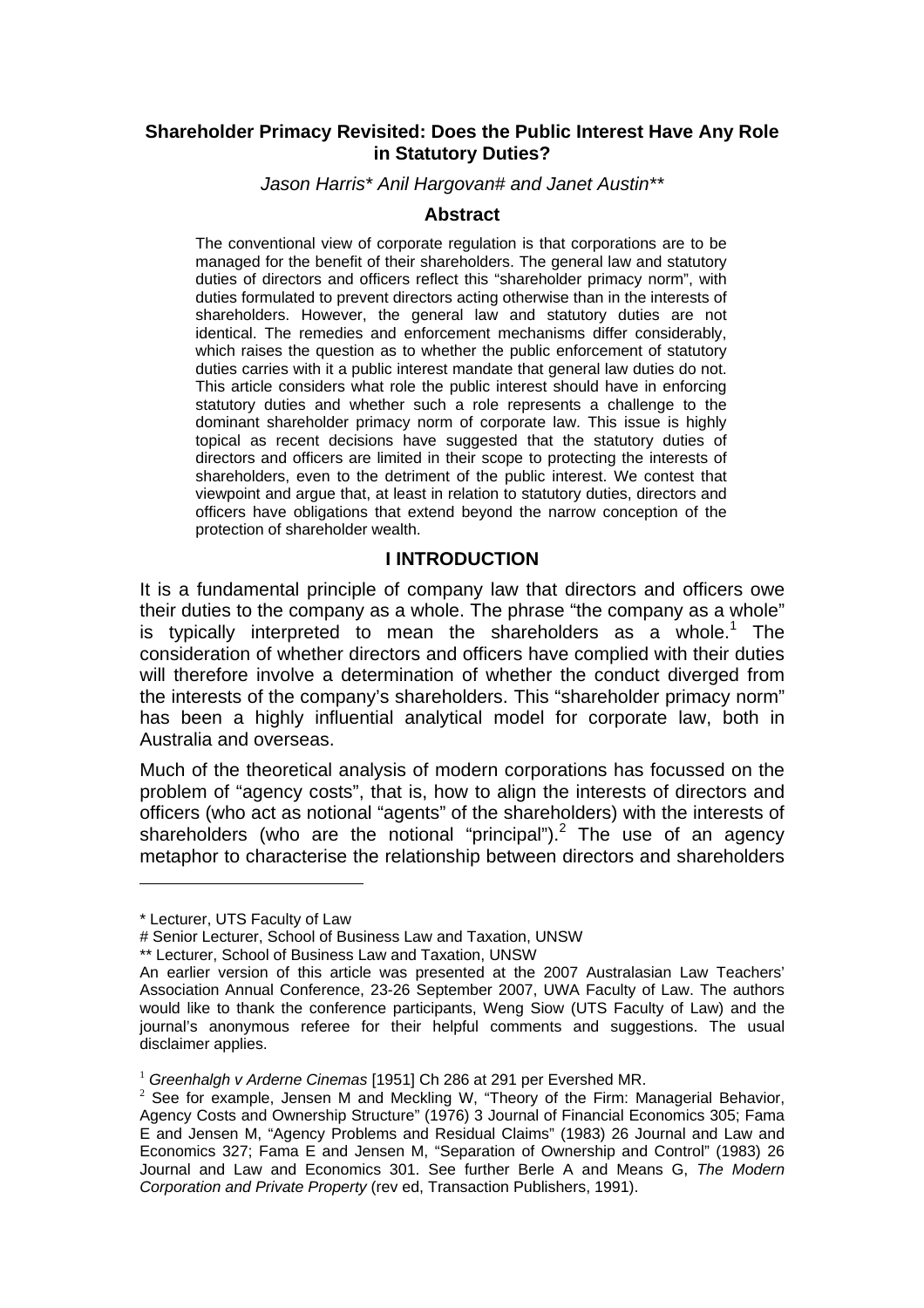## Shareholder Primacy Revisited: Does the Public Interest Have Any Role in Statutory Duties?

*Jason Harris\* Anil Hargovan# and Janet Austin\*\**

### Abstract

The conventional view of corporate regulation is that corporations are to be managed for the benefit of their shareholders. The general law and statutory duties of directors and officers reflect this "shareholder primacy norm", with duties formulated to prevent directors acting otherwise than in the interests of shareholders. However, the general law and statutory duties are not identical. The remedies and enforcement mechanisms differ considerably, which raises the question as to whether the public enforcement of statutory duties carries with it a public interest mandate that general law duties do not. This article considers what role the public interest should have in enforcing statutory duties and whether such a role represents a challenge to the dominant shareholder primacy norm of corporate law. This issue is highly topical as recent decisions have suggested that the statutory duties of directors and officers are limited in their scope to protecting the interests of shareholders, even to the detriment of the public interest. We contest that viewpoint and argue that, at least in relation to statutory duties, directors and officers have obligations that extend beyond the narrow conception of the protection of shareholder wealth.

### I INTRODUCTION

It is a fundamental principle of company law that directors and officers owe their duties to the company as a whole. The phrase "the company as a whole" is typically interpreted to mean the shareholders as a whole.[1] The consideration of whether directors and officers have complied with their duties will therefore involve a determination of whether the conduct diverged from the interests of the company's shareholders. This "shareholder primacy norm" has been a highly influential analytical model for corporate law, both in Australia and overseas.

Much of the theoretical analysis of modern corporations has focussed on the problem of "agency costs", that is, how to align the interests of directors and officers (who act as notional "agents" of the shareholders) with the interests of shareholders (who are the notional "principal").[2] The use of an agency metaphor to characterise the relationship between directors and shareholders

---

\* Lecturer, UTS Faculty of Law

# Senior Lecturer, School of Business Law and Taxation, UNSW

\*\* Lecturer, School of Business Law and Taxation, UNSW

An earlier version of this article was presented at the 2007 Australasian Law Teachers' Association Annual Conference, 23-26 September 2007, UWA Faculty of Law. The authors would like to thank the conference participants, Weng Siow (UTS Faculty of Law) and the journal's anonymous referee for their helpful comments and suggestions. The usual disclaimer applies.

[1] *Greenhalgh v Arderne Cinemas* [1951] Ch 286 at 291 per Evershed MR.

[2] See for example, Jensen M and Meckling W, "Theory of the Firm: Managerial Behavior, Agency Costs and Ownership Structure" (1976) 3 Journal of Financial Economics 305; Fama E and Jensen M, "Agency Problems and Residual Claims" (1983) 26 Journal and Law and Economics 327; Fama E and Jensen M, "Separation of Ownership and Control" (1983) 26 Journal and Law and Economics 301. See further Berle A and Means G, *The Modern Corporation and Private Property* (rev ed, Transaction Publishers, 1991).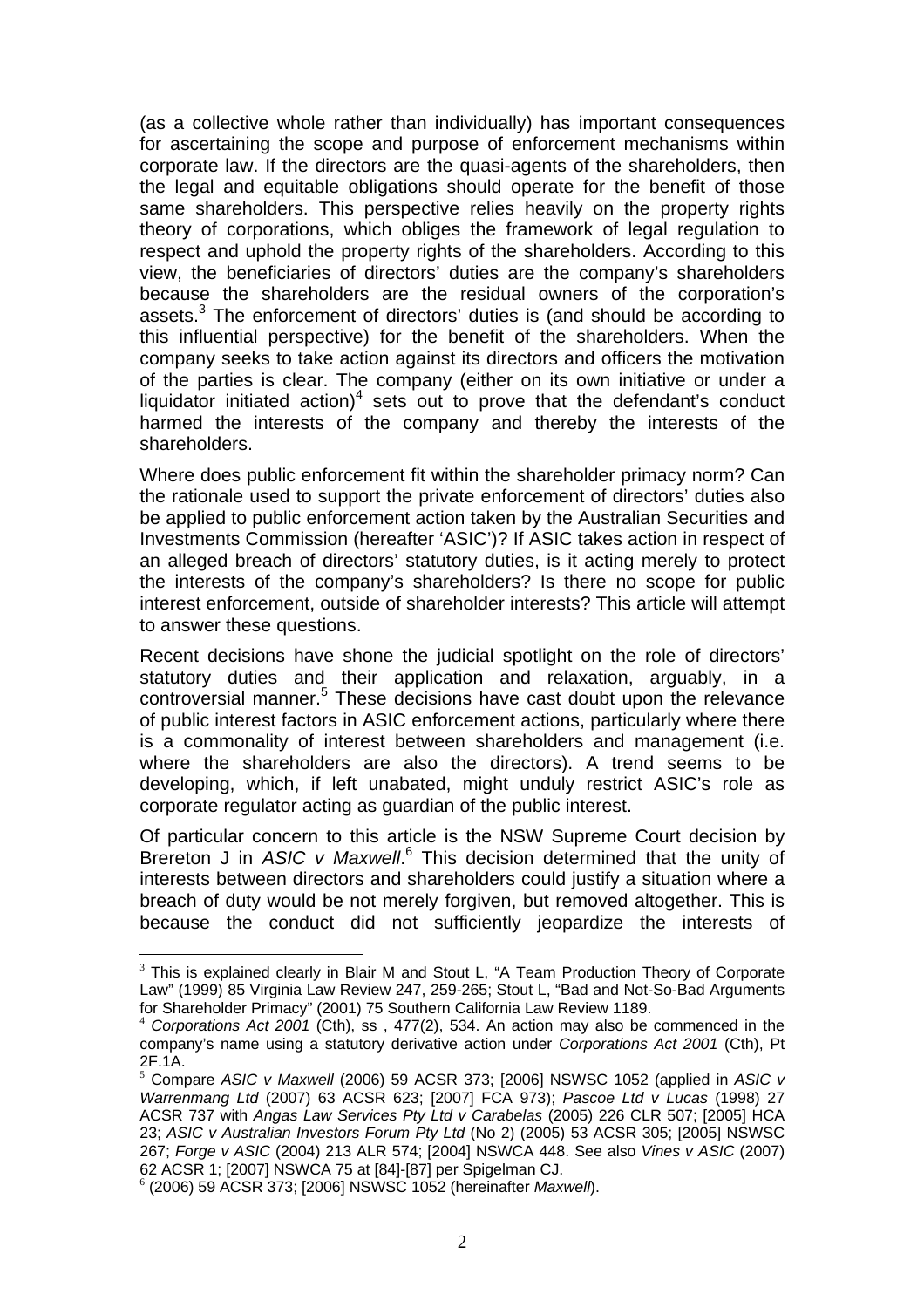(as a collective whole rather than individually) has important consequences for ascertaining the scope and purpose of enforcement mechanisms within corporate law. If the directors are the quasi-agents of the shareholders, then the legal and equitable obligations should operate for the benefit of those same shareholders. This perspective relies heavily on the property rights theory of corporations, which obliges the framework of legal regulation to respect and uphold the property rights of the shareholders. According to this view, the beneficiaries of directors' duties are the company's shareholders because the shareholders are the residual owners of the corporation's assets.[3] The enforcement of directors' duties is (and should be according to this influential perspective) for the benefit of the shareholders. When the company seeks to take action against its directors and officers the motivation of the parties is clear. The company (either on its own initiative or under a liquidator initiated action)[4] sets out to prove that the defendant's conduct harmed the interests of the company and thereby the interests of the shareholders.

Where does public enforcement fit within the shareholder primacy norm? Can the rationale used to support the private enforcement of directors' duties also be applied to public enforcement action taken by the Australian Securities and Investments Commission (hereafter 'ASIC')? If ASIC takes action in respect of an alleged breach of directors' statutory duties, is it acting merely to protect the interests of the company's shareholders? Is there no scope for public interest enforcement, outside of shareholder interests? This article will attempt to answer these questions.

Recent decisions have shone the judicial spotlight on the role of directors' statutory duties and their application and relaxation, arguably, in a controversial manner.[5] These decisions have cast doubt upon the relevance of public interest factors in ASIC enforcement actions, particularly where there is a commonality of interest between shareholders and management (i.e. where the shareholders are also the directors). A trend seems to be developing, which, if left unabated, might unduly restrict ASIC's role as corporate regulator acting as guardian of the public interest.

Of particular concern to this article is the NSW Supreme Court decision by Brereton J in *ASIC v Maxwell*.[6] This decision determined that the unity of interests between directors and shareholders could justify a situation where a breach of duty would be not merely forgiven, but removed altogether. This is because the conduct did not sufficiently jeopardize the interests of

---

[3] This is explained clearly in Blair M and Stout L, "A Team Production Theory of Corporate Law" (1999) 85 Virginia Law Review 247, 259-265; Stout L, "Bad and Not-So-Bad Arguments for Shareholder Primacy" (2001) 75 Southern California Law Review 1189.

[4] *Corporations Act 2001* (Cth), ss , 477(2), 534. An action may also be commenced in the company's name using a statutory derivative action under *Corporations Act 2001* (Cth), Pt 2F.1A.

[5] Compare *ASIC v Maxwell* (2006) 59 ACSR 373; [2006] NSWSC 1052 (applied in *ASIC v Warrenmang Ltd* (2007) 63 ACSR 623; [2007] FCA 973); *Pascoe Ltd v Lucas* (1998) 27 ACSR 737 with *Angas Law Services Pty Ltd v Carabelas* (2005) 226 CLR 507; [2005] HCA 23; *ASIC v Australian Investors Forum Pty Ltd* (No 2) (2005) 53 ACSR 305; [2005] NSWSC 267; *Forge v ASIC* (2004) 213 ALR 574; [2004] NSWCA 448. See also *Vines v ASIC* (2007) 62 ACSR 1; [2007] NSWCA 75 at [84]-[87] per Spigelman CJ.

[6] (2006) 59 ACSR 373; [2006] NSWSC 1052 (hereinafter *Maxwell*).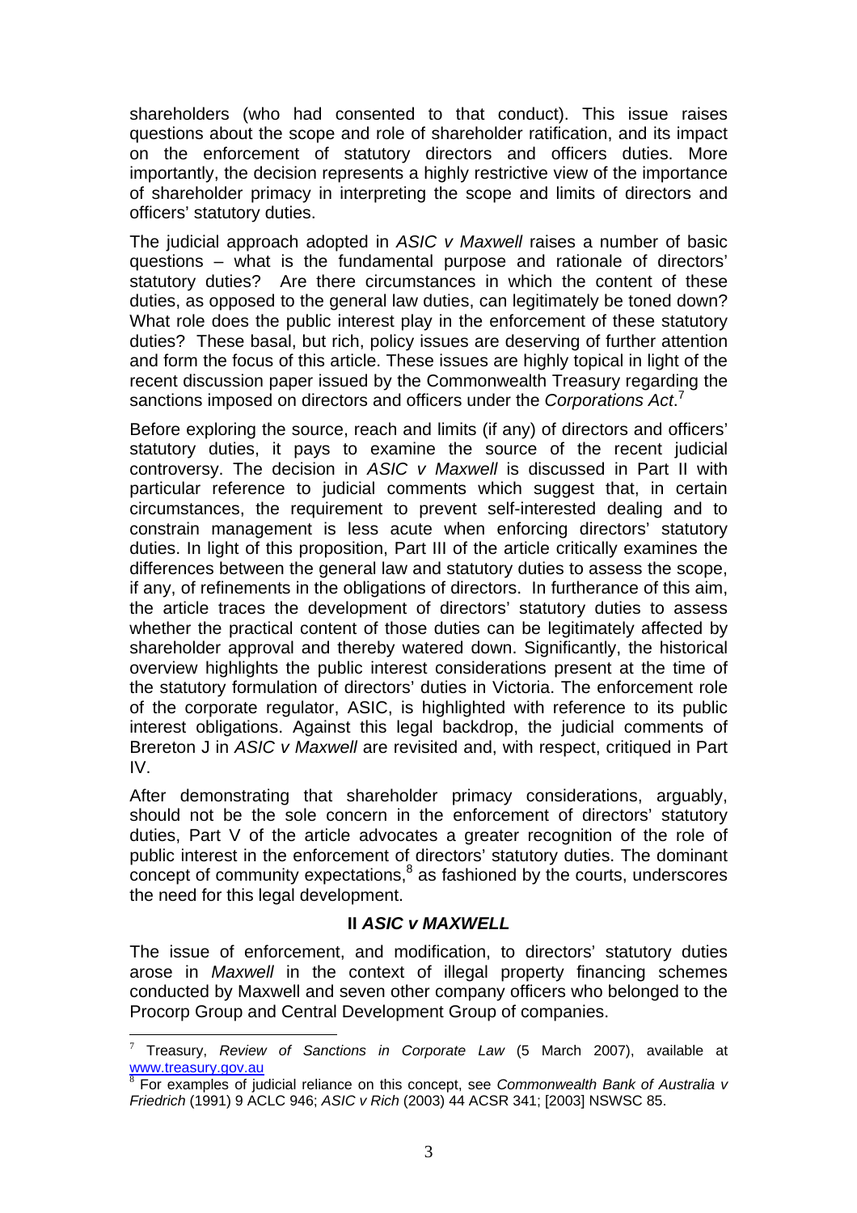shareholders (who had consented to that conduct). This issue raises questions about the scope and role of shareholder ratification, and its impact on the enforcement of statutory directors and officers duties. More importantly, the decision represents a highly restrictive view of the importance of shareholder primacy in interpreting the scope and limits of directors and officers' statutory duties.

The judicial approach adopted in *ASIC v Maxwell* raises a number of basic questions – what is the fundamental purpose and rationale of directors' statutory duties? Are there circumstances in which the content of these duties, as opposed to the general law duties, can legitimately be toned down? What role does the public interest play in the enforcement of these statutory duties? These basal, but rich, policy issues are deserving of further attention and form the focus of this article. These issues are highly topical in light of the recent discussion paper issued by the Commonwealth Treasury regarding the sanctions imposed on directors and officers under the *Corporations Act*.[7]

Before exploring the source, reach and limits (if any) of directors and officers' statutory duties, it pays to examine the source of the recent judicial controversy. The decision in *ASIC v Maxwell* is discussed in Part II with particular reference to judicial comments which suggest that, in certain circumstances, the requirement to prevent self-interested dealing and to constrain management is less acute when enforcing directors' statutory duties. In light of this proposition, Part III of the article critically examines the differences between the general law and statutory duties to assess the scope, if any, of refinements in the obligations of directors. In furtherance of this aim, the article traces the development of directors' statutory duties to assess whether the practical content of those duties can be legitimately affected by shareholder approval and thereby watered down. Significantly, the historical overview highlights the public interest considerations present at the time of the statutory formulation of directors' duties in Victoria. The enforcement role of the corporate regulator, ASIC, is highlighted with reference to its public interest obligations. Against this legal backdrop, the judicial comments of Brereton J in *ASIC v Maxwell* are revisited and, with respect, critiqued in Part IV.

After demonstrating that shareholder primacy considerations, arguably, should not be the sole concern in the enforcement of directors' statutory duties, Part V of the article advocates a greater recognition of the role of public interest in the enforcement of directors' statutory duties. The dominant concept of community expectations,[8] as fashioned by the courts, underscores the need for this legal development.

## II *ASIC v MAXWELL*

The issue of enforcement, and modification, to directors' statutory duties arose in *Maxwell* in the context of illegal property financing schemes conducted by Maxwell and seven other company officers who belonged to the Procorp Group and Central Development Group of companies.

---

[7] Treasury, *Review of Sanctions in Corporate Law* (5 March 2007), available at www.treasury.gov.au

[8] For examples of judicial reliance on this concept, see *Commonwealth Bank of Australia v Friedrich* (1991) 9 ACLC 946; *ASIC v Rich* (2003) 44 ACSR 341; [2003] NSWSC 85.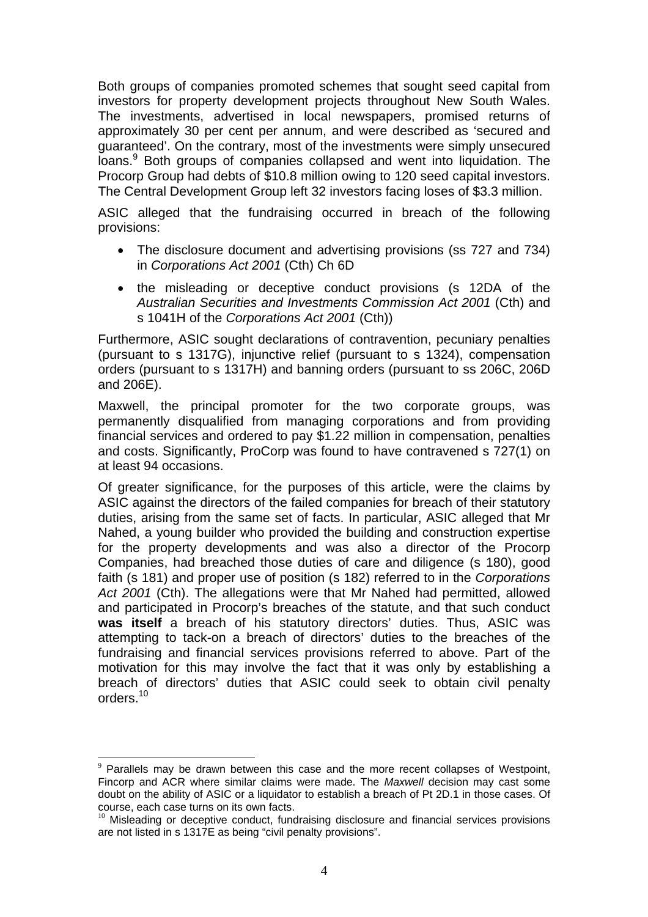Both groups of companies promoted schemes that sought seed capital from investors for property development projects throughout New South Wales. The investments, advertised in local newspapers, promised returns of approximately 30 per cent per annum, and were described as 'secured and guaranteed'. On the contrary, most of the investments were simply unsecured loans.[9] Both groups of companies collapsed and went into liquidation. The Procorp Group had debts of $10.8 million owing to 120 seed capital investors. The Central Development Group left 32 investors facing loses of $3.3 million.

ASIC alleged that the fundraising occurred in breach of the following provisions:

- The disclosure document and advertising provisions (ss 727 and 734) in *Corporations Act 2001* (Cth) Ch 6D
- the misleading or deceptive conduct provisions (s 12DA of the *Australian Securities and Investments Commission Act 2001* (Cth) and s 1041H of the *Corporations Act 2001* (Cth))

Furthermore, ASIC sought declarations of contravention, pecuniary penalties (pursuant to s 1317G), injunctive relief (pursuant to s 1324), compensation orders (pursuant to s 1317H) and banning orders (pursuant to ss 206C, 206D and 206E).

Maxwell, the principal promoter for the two corporate groups, was permanently disqualified from managing corporations and from providing financial services and ordered to pay $1.22 million in compensation, penalties and costs. Significantly, ProCorp was found to have contravened s 727(1) on at least 94 occasions.

Of greater significance, for the purposes of this article, were the claims by ASIC against the directors of the failed companies for breach of their statutory duties, arising from the same set of facts. In particular, ASIC alleged that Mr Nahed, a young builder who provided the building and construction expertise for the property developments and was also a director of the Procorp Companies, had breached those duties of care and diligence (s 180), good faith (s 181) and proper use of position (s 182) referred to in the *Corporations Act 2001* (Cth). The allegations were that Mr Nahed had permitted, allowed and participated in Procorp's breaches of the statute, and that such conduct **was itself** a breach of his statutory directors' duties. Thus, ASIC was attempting to tack-on a breach of directors' duties to the breaches of the fundraising and financial services provisions referred to above. Part of the motivation for this may involve the fact that it was only by establishing a breach of directors' duties that ASIC could seek to obtain civil penalty orders.[10]

---

[9] Parallels may be drawn between this case and the more recent collapses of Westpoint, Fincorp and ACR where similar claims were made. The *Maxwell* decision may cast some doubt on the ability of ASIC or a liquidator to establish a breach of Pt 2D.1 in those cases. Of course, each case turns on its own facts.

[10] Misleading or deceptive conduct, fundraising disclosure and financial services provisions are not listed in s 1317E as being "civil penalty provisions".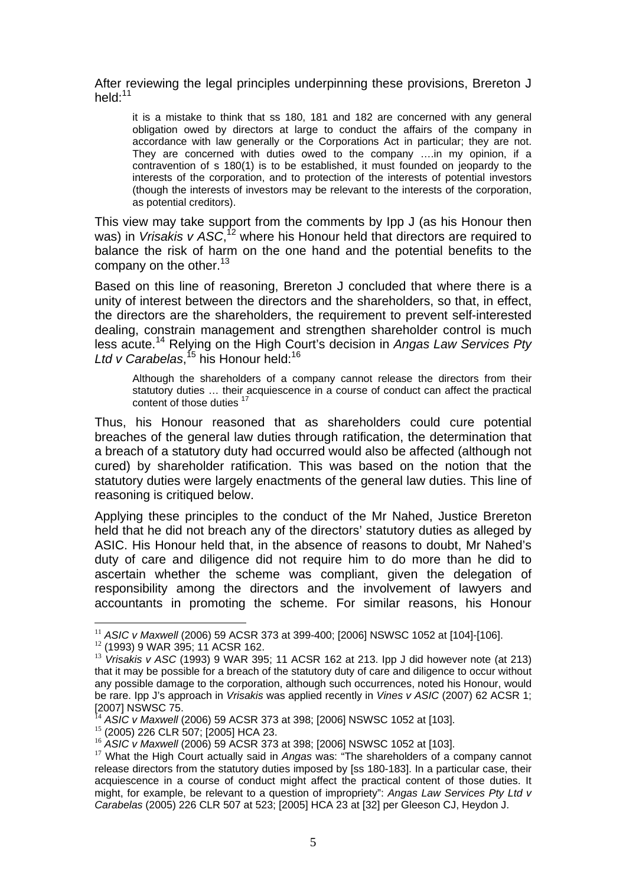After reviewing the legal principles underpinning these provisions, Brereton J held:[11]

> it is a mistake to think that ss 180, 181 and 182 are concerned with any general obligation owed by directors at large to conduct the affairs of the company in accordance with law generally or the Corporations Act in particular; they are not. They are concerned with duties owed to the company ….in my opinion, if a contravention of s 180(1) is to be established, it must founded on jeopardy to the interests of the corporation, and to protection of the interests of potential investors (though the interests of investors may be relevant to the interests of the corporation, as potential creditors).

This view may take support from the comments by Ipp J (as his Honour then was) in *Vrisakis v ASC*,[12] where his Honour held that directors are required to balance the risk of harm on the one hand and the potential benefits to the company on the other.[13]

Based on this line of reasoning, Brereton J concluded that where there is a unity of interest between the directors and the shareholders, so that, in effect, the directors are the shareholders, the requirement to prevent self-interested dealing, constrain management and strengthen shareholder control is much less acute.[14] Relying on the High Court's decision in *Angas Law Services Pty Ltd v Carabelas*,[15] his Honour held:[16]

> Although the shareholders of a company cannot release the directors from their statutory duties … their acquiescence in a course of conduct can affect the practical content of those duties [17]

Thus, his Honour reasoned that as shareholders could cure potential breaches of the general law duties through ratification, the determination that a breach of a statutory duty had occurred would also be affected (although not cured) by shareholder ratification. This was based on the notion that the statutory duties were largely enactments of the general law duties. This line of reasoning is critiqued below.

Applying these principles to the conduct of the Mr Nahed, Justice Brereton held that he did not breach any of the directors' statutory duties as alleged by ASIC. His Honour held that, in the absence of reasons to doubt, Mr Nahed's duty of care and diligence did not require him to do more than he did to ascertain whether the scheme was compliant, given the delegation of responsibility among the directors and the involvement of lawyers and accountants in promoting the scheme. For similar reasons, his Honour

---

[11] *ASIC v Maxwell* (2006) 59 ACSR 373 at 399-400; [2006] NSWSC 1052 at [104]-[106].

[12] (1993) 9 WAR 395; 11 ACSR 162.

[13] *Vrisakis v ASC* (1993) 9 WAR 395; 11 ACSR 162 at 213. Ipp J did however note (at 213) that it may be possible for a breach of the statutory duty of care and diligence to occur without any possible damage to the corporation, although such occurrences, noted his Honour, would be rare. Ipp J's approach in *Vrisakis* was applied recently in *Vines v ASIC* (2007) 62 ACSR 1; [2007] NSWSC 75.

[14] *ASIC v Maxwell* (2006) 59 ACSR 373 at 398; [2006] NSWSC 1052 at [103].

[15] (2005) 226 CLR 507; [2005] HCA 23.

[16] *ASIC v Maxwell* (2006) 59 ACSR 373 at 398; [2006] NSWSC 1052 at [103].

[17] What the High Court actually said in *Angas* was: "The shareholders of a company cannot release directors from the statutory duties imposed by [ss 180-183]. In a particular case, their acquiescence in a course of conduct might affect the practical content of those duties. It might, for example, be relevant to a question of impropriety": *Angas Law Services Pty Ltd v Carabelas* (2005) 226 CLR 507 at 523; [2005] HCA 23 at [32] per Gleeson CJ, Heydon J.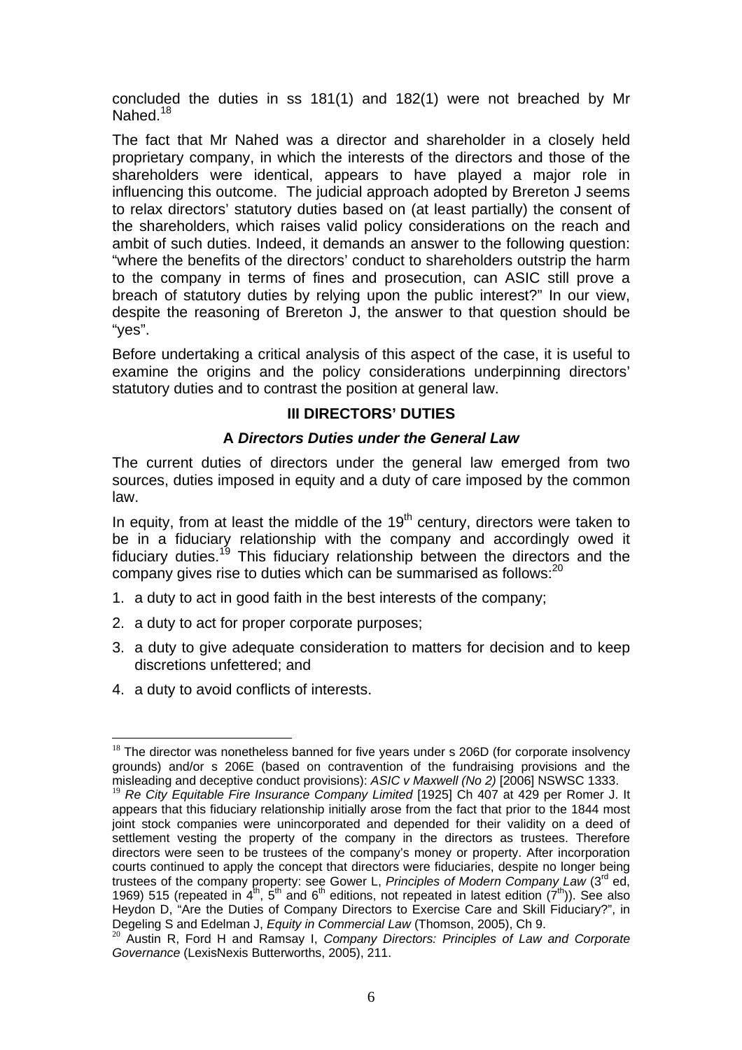concluded the duties in ss 181(1) and 182(1) were not breached by Mr Nahed.[18]

The fact that Mr Nahed was a director and shareholder in a closely held proprietary company, in which the interests of the directors and those of the shareholders were identical, appears to have played a major role in influencing this outcome. The judicial approach adopted by Brereton J seems to relax directors' statutory duties based on (at least partially) the consent of the shareholders, which raises valid policy considerations on the reach and ambit of such duties. Indeed, it demands an answer to the following question: "where the benefits of the directors' conduct to shareholders outstrip the harm to the company in terms of fines and prosecution, can ASIC still prove a breach of statutory duties by relying upon the public interest?" In our view, despite the reasoning of Brereton J, the answer to that question should be "yes".

Before undertaking a critical analysis of this aspect of the case, it is useful to examine the origins and the policy considerations underpinning directors' statutory duties and to contrast the position at general law.

## III DIRECTORS' DUTIES

### A *Directors Duties under the General Law*

The current duties of directors under the general law emerged from two sources, duties imposed in equity and a duty of care imposed by the common law.

In equity, from at least the middle of the 19th century, directors were taken to be in a fiduciary relationship with the company and accordingly owed it fiduciary duties.[19] This fiduciary relationship between the directors and the company gives rise to duties which can be summarised as follows:[20]

1. a duty to act in good faith in the best interests of the company;
2. a duty to act for proper corporate purposes;
3. a duty to give adequate consideration to matters for decision and to keep discretions unfettered; and
4. a duty to avoid conflicts of interests.

---

[18] The director was nonetheless banned for five years under s 206D (for corporate insolvency grounds) and/or s 206E (based on contravention of the fundraising provisions and the misleading and deceptive conduct provisions): *ASIC v Maxwell (No 2)* [2006] NSWSC 1333.

[19] *Re City Equitable Fire Insurance Company Limited* [1925] Ch 407 at 429 per Romer J. It appears that this fiduciary relationship initially arose from the fact that prior to the 1844 most joint stock companies were unincorporated and depended for their validity on a deed of settlement vesting the property of the company in the directors as trustees. Therefore directors were seen to be trustees of the company's money or property. After incorporation courts continued to apply the concept that directors were fiduciaries, despite no longer being trustees of the company property: see Gower L, *Principles of Modern Company Law* (3rd ed, 1969) 515 (repeated in 4th, 5th and 6th editions, not repeated in latest edition (7th)). See also Heydon D, "Are the Duties of Company Directors to Exercise Care and Skill Fiduciary?", in Degeling S and Edelman J, *Equity in Commercial Law* (Thomson, 2005), Ch 9.

[20] Austin R, Ford H and Ramsay I, *Company Directors: Principles of Law and Corporate Governance* (LexisNexis Butterworths, 2005), 211.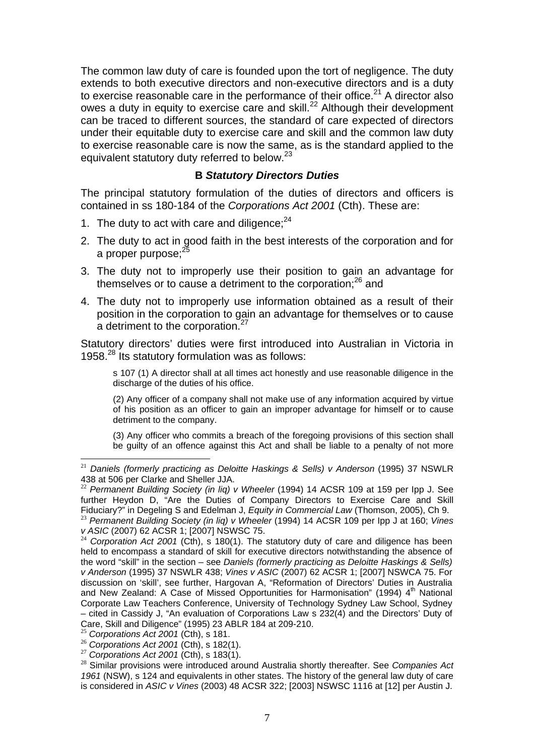The common law duty of care is founded upon the tort of negligence. The duty extends to both executive directors and non-executive directors and is a duty to exercise reasonable care in the performance of their office.[21] A director also owes a duty in equity to exercise care and skill.[22] Although their development can be traced to different sources, the standard of care expected of directors under their equitable duty to exercise care and skill and the common law duty to exercise reasonable care is now the same, as is the standard applied to the equivalent statutory duty referred to below.[23]

### B *Statutory Directors Duties*

The principal statutory formulation of the duties of directors and officers is contained in ss 180-184 of the *Corporations Act 2001* (Cth). These are:

1. The duty to act with care and diligence;[24]
2. The duty to act in good faith in the best interests of the corporation and for a proper purpose;[25]
3. The duty not to improperly use their position to gain an advantage for themselves or to cause a detriment to the corporation;[26] and
4. The duty not to improperly use information obtained as a result of their position in the corporation to gain an advantage for themselves or to cause a detriment to the corporation.[27]

Statutory directors' duties were first introduced into Australian in Victoria in 1958.[28] Its statutory formulation was as follows:

> s 107 (1) A director shall at all times act honestly and use reasonable diligence in the discharge of the duties of his office.
>
> (2) Any officer of a company shall not make use of any information acquired by virtue of his position as an officer to gain an improper advantage for himself or to cause detriment to the company.
>
> (3) Any officer who commits a breach of the foregoing provisions of this section shall be guilty of an offence against this Act and shall be liable to a penalty of not more

---

[21] *Daniels (formerly practicing as Deloitte Haskings & Sells) v Anderson* (1995) 37 NSWLR 438 at 506 per Clarke and Sheller JJA.

[22] *Permanent Building Society (in liq) v Wheeler* (1994) 14 ACSR 109 at 159 per Ipp J. See further Heydon D, "Are the Duties of Company Directors to Exercise Care and Skill Fiduciary?" in Degeling S and Edelman J, *Equity in Commercial Law* (Thomson, 2005), Ch 9.

[23] *Permanent Building Society (in liq) v Wheeler* (1994) 14 ACSR 109 per Ipp J at 160; *Vines v ASIC* (2007) 62 ACSR 1; [2007] NSWSC 75.

[24] *Corporation Act 2001* (Cth), s 180(1). The statutory duty of care and diligence has been held to encompass a standard of skill for executive directors notwithstanding the absence of the word "skill" in the section – see *Daniels (formerly practicing as Deloitte Haskings & Sells) v Anderson* (1995) 37 NSWLR 438; *Vines v ASIC* (2007) 62 ACSR 1; [2007] NSWCA 75. For discussion on 'skill', see further, Hargovan A, "Reformation of Directors' Duties in Australia and New Zealand: A Case of Missed Opportunities for Harmonisation" (1994) 4th National Corporate Law Teachers Conference, University of Technology Sydney Law School, Sydney – cited in Cassidy J, "An evaluation of Corporations Law s 232(4) and the Directors' Duty of Care, Skill and Diligence" (1995) 23 ABLR 184 at 209-210.

[25] *Corporations Act 2001* (Cth), s 181.

[26] *Corporations Act 2001* (Cth), s 182(1).

[27] *Corporations Act 2001* (Cth), s 183(1).

[28] Similar provisions were introduced around Australia shortly thereafter. See *Companies Act 1961* (NSW), s 124 and equivalents in other states. The history of the general law duty of care is considered in *ASIC v Vines* (2003) 48 ACSR 322; [2003] NSWSC 1116 at [12] per Austin J.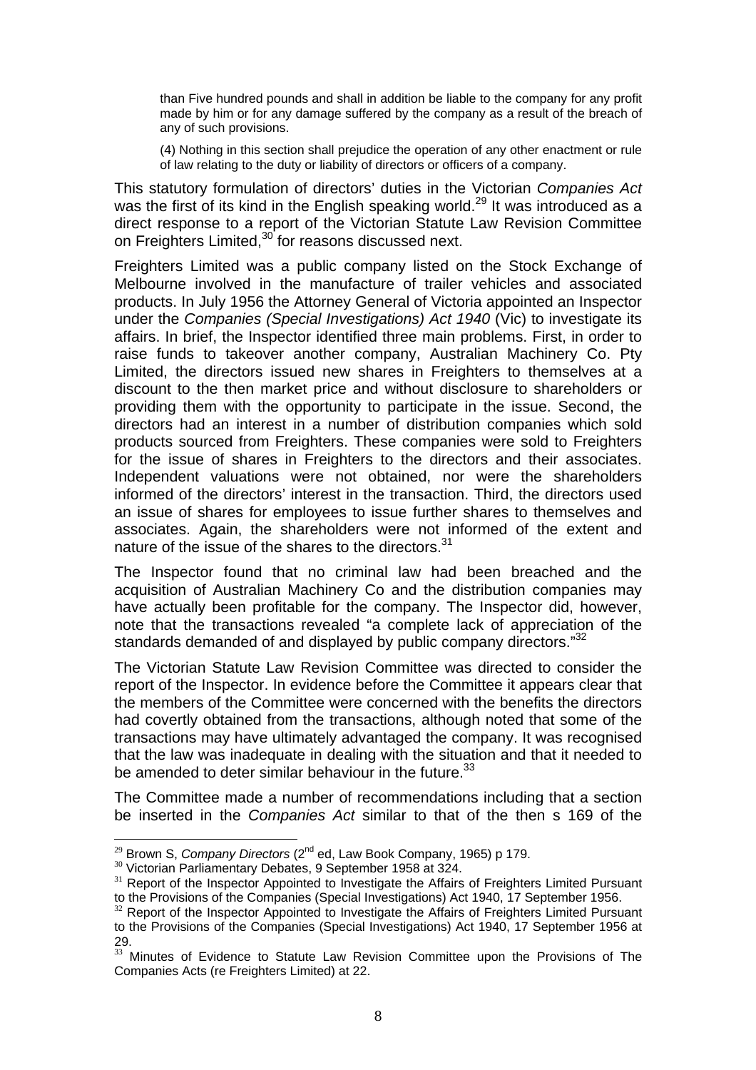> than Five hundred pounds and shall in addition be liable to the company for any profit made by him or for any damage suffered by the company as a result of the breach of any of such provisions.
>
> (4) Nothing in this section shall prejudice the operation of any other enactment or rule of law relating to the duty or liability of directors or officers of a company.

This statutory formulation of directors' duties in the Victorian *Companies Act* was the first of its kind in the English speaking world.[29] It was introduced as a direct response to a report of the Victorian Statute Law Revision Committee on Freighters Limited,[30] for reasons discussed next.

Freighters Limited was a public company listed on the Stock Exchange of Melbourne involved in the manufacture of trailer vehicles and associated products. In July 1956 the Attorney General of Victoria appointed an Inspector under the *Companies (Special Investigations) Act 1940* (Vic) to investigate its affairs. In brief, the Inspector identified three main problems. First, in order to raise funds to takeover another company, Australian Machinery Co. Pty Limited, the directors issued new shares in Freighters to themselves at a discount to the then market price and without disclosure to shareholders or providing them with the opportunity to participate in the issue. Second, the directors had an interest in a number of distribution companies which sold products sourced from Freighters. These companies were sold to Freighters for the issue of shares in Freighters to the directors and their associates. Independent valuations were not obtained, nor were the shareholders informed of the directors' interest in the transaction. Third, the directors used an issue of shares for employees to issue further shares to themselves and associates. Again, the shareholders were not informed of the extent and nature of the issue of the shares to the directors.[31]

The Inspector found that no criminal law had been breached and the acquisition of Australian Machinery Co and the distribution companies may have actually been profitable for the company. The Inspector did, however, note that the transactions revealed "a complete lack of appreciation of the standards demanded of and displayed by public company directors."[32]

The Victorian Statute Law Revision Committee was directed to consider the report of the Inspector. In evidence before the Committee it appears clear that the members of the Committee were concerned with the benefits the directors had covertly obtained from the transactions, although noted that some of the transactions may have ultimately advantaged the company. It was recognised that the law was inadequate in dealing with the situation and that it needed to be amended to deter similar behaviour in the future.[33]

The Committee made a number of recommendations including that a section be inserted in the *Companies Act* similar to that of the then s 169 of the

---

[29] Brown S, *Company Directors* (2nd ed, Law Book Company, 1965) p 179.

[30] Victorian Parliamentary Debates, 9 September 1958 at 324.

[31] Report of the Inspector Appointed to Investigate the Affairs of Freighters Limited Pursuant to the Provisions of the Companies (Special Investigations) Act 1940, 17 September 1956.

[32] Report of the Inspector Appointed to Investigate the Affairs of Freighters Limited Pursuant to the Provisions of the Companies (Special Investigations) Act 1940, 17 September 1956 at 29.

[33] Minutes of Evidence to Statute Law Revision Committee upon the Provisions of The Companies Acts (re Freighters Limited) at 22.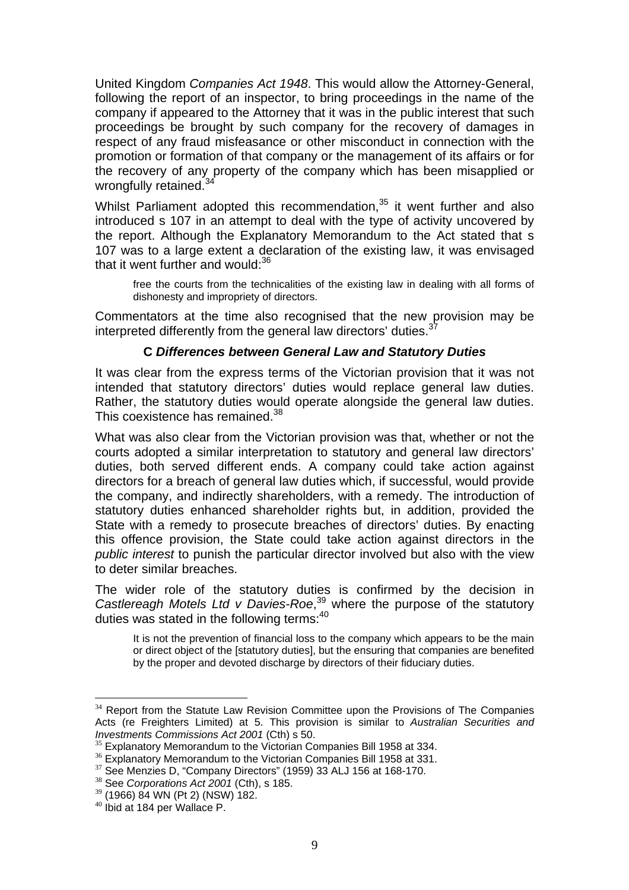United Kingdom *Companies Act 1948*. This would allow the Attorney-General, following the report of an inspector, to bring proceedings in the name of the company if appeared to the Attorney that it was in the public interest that such proceedings be brought by such company for the recovery of damages in respect of any fraud misfeasance or other misconduct in connection with the promotion or formation of that company or the management of its affairs or for the recovery of any property of the company which has been misapplied or wrongfully retained.[34]

Whilst Parliament adopted this recommendation,[35] it went further and also introduced s 107 in an attempt to deal with the type of activity uncovered by the report. Although the Explanatory Memorandum to the Act stated that s 107 was to a large extent a declaration of the existing law, it was envisaged that it went further and would:[36]

> free the courts from the technicalities of the existing law in dealing with all forms of dishonesty and impropriety of directors.

Commentators at the time also recognised that the new provision may be interpreted differently from the general law directors' duties.[37]

### C *Differences between General Law and Statutory Duties*

It was clear from the express terms of the Victorian provision that it was not intended that statutory directors' duties would replace general law duties. Rather, the statutory duties would operate alongside the general law duties. This coexistence has remained.[38]

What was also clear from the Victorian provision was that, whether or not the courts adopted a similar interpretation to statutory and general law directors' duties, both served different ends. A company could take action against directors for a breach of general law duties which, if successful, would provide the company, and indirectly shareholders, with a remedy. The introduction of statutory duties enhanced shareholder rights but, in addition, provided the State with a remedy to prosecute breaches of directors' duties. By enacting this offence provision, the State could take action against directors in the *public interest* to punish the particular director involved but also with the view to deter similar breaches.

The wider role of the statutory duties is confirmed by the decision in *Castlereagh Motels Ltd v Davies-Roe*,[39] where the purpose of the statutory duties was stated in the following terms:[40]

> It is not the prevention of financial loss to the company which appears to be the main or direct object of the [statutory duties], but the ensuring that companies are benefited by the proper and devoted discharge by directors of their fiduciary duties.

---

[34] Report from the Statute Law Revision Committee upon the Provisions of The Companies Acts (re Freighters Limited) at 5. This provision is similar to *Australian Securities and Investments Commissions Act 2001* (Cth) s 50.

[35] Explanatory Memorandum to the Victorian Companies Bill 1958 at 334.

[36] Explanatory Memorandum to the Victorian Companies Bill 1958 at 331.

[37] See Menzies D, "Company Directors" (1959) 33 ALJ 156 at 168-170.

[38] See *Corporations Act 2001* (Cth), s 185.

[39] (1966) 84 WN (Pt 2) (NSW) 182.

[40] Ibid at 184 per Wallace P.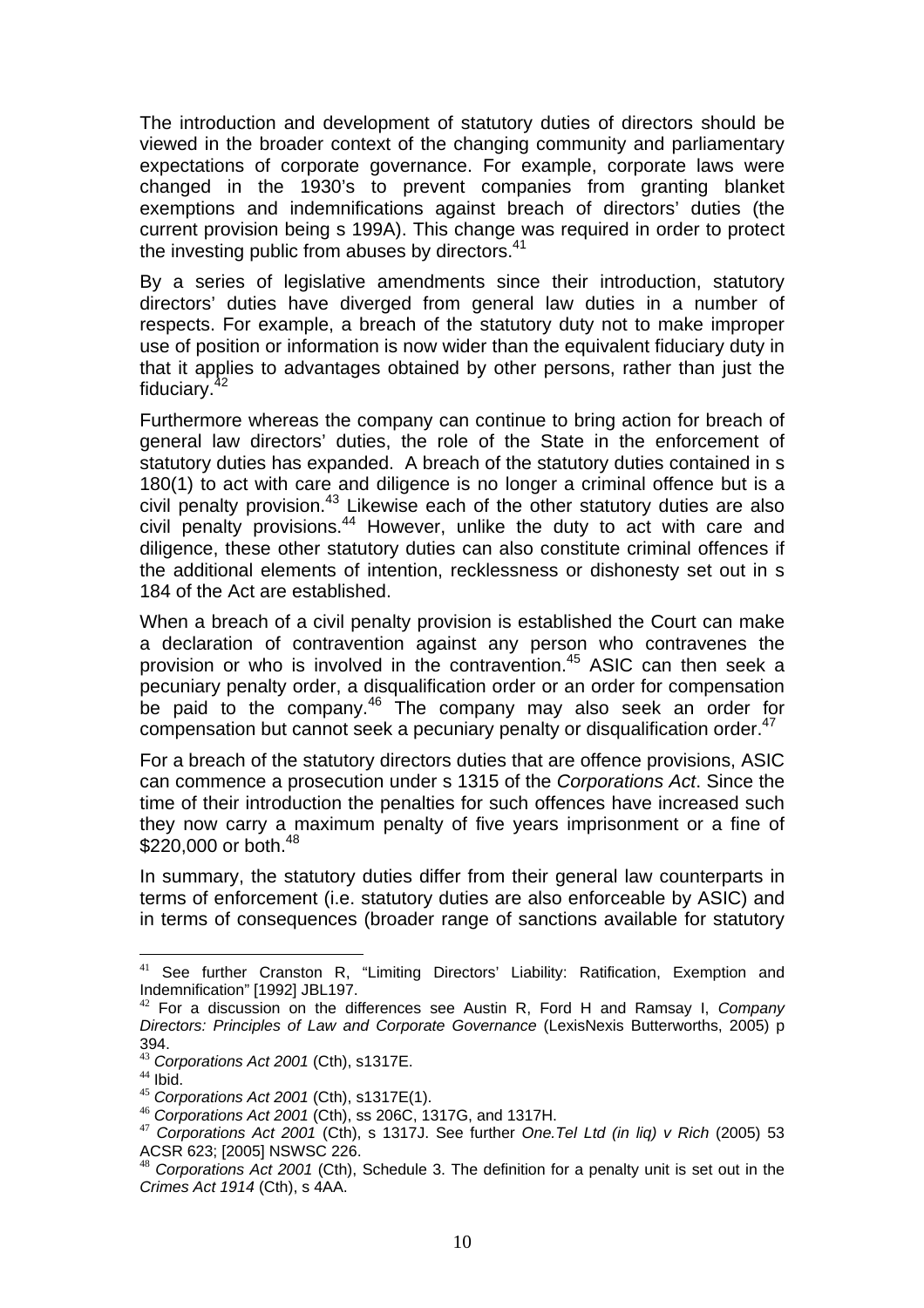The introduction and development of statutory duties of directors should be viewed in the broader context of the changing community and parliamentary expectations of corporate governance. For example, corporate laws were changed in the 1930's to prevent companies from granting blanket exemptions and indemnifications against breach of directors' duties (the current provision being s 199A). This change was required in order to protect the investing public from abuses by directors.[41]

By a series of legislative amendments since their introduction, statutory directors' duties have diverged from general law duties in a number of respects. For example, a breach of the statutory duty not to make improper use of position or information is now wider than the equivalent fiduciary duty in that it applies to advantages obtained by other persons, rather than just the fiduciary.[42]

Furthermore whereas the company can continue to bring action for breach of general law directors' duties, the role of the State in the enforcement of statutory duties has expanded. A breach of the statutory duties contained in s 180(1) to act with care and diligence is no longer a criminal offence but is a civil penalty provision.[43] Likewise each of the other statutory duties are also civil penalty provisions.[44] However, unlike the duty to act with care and diligence, these other statutory duties can also constitute criminal offences if the additional elements of intention, recklessness or dishonesty set out in s 184 of the Act are established.

When a breach of a civil penalty provision is established the Court can make a declaration of contravention against any person who contravenes the provision or who is involved in the contravention.[45] ASIC can then seek a pecuniary penalty order, a disqualification order or an order for compensation be paid to the company.[46] The company may also seek an order for compensation but cannot seek a pecuniary penalty or disqualification order.[47]

For a breach of the statutory directors duties that are offence provisions, ASIC can commence a prosecution under s 1315 of the *Corporations Act*. Since the time of their introduction the penalties for such offences have increased such they now carry a maximum penalty of five years imprisonment or a fine of $220,000 or both.[48]

In summary, the statutory duties differ from their general law counterparts in terms of enforcement (i.e. statutory duties are also enforceable by ASIC) and in terms of consequences (broader range of sanctions available for statutory

---

[41] See further Cranston R, "Limiting Directors' Liability: Ratification, Exemption and Indemnification" [1992] JBL197.

[42] For a discussion on the differences see Austin R, Ford H and Ramsay I, *Company Directors: Principles of Law and Corporate Governance* (LexisNexis Butterworths, 2005) p 394.

[43] *Corporations Act 2001* (Cth), s1317E.

[44] Ibid.

[45] *Corporations Act 2001* (Cth), s1317E(1).

[46] *Corporations Act 2001* (Cth), ss 206C, 1317G, and 1317H.

[47] *Corporations Act 2001* (Cth), s 1317J. See further *One.Tel Ltd (in liq) v Rich* (2005) 53 ACSR 623; [2005] NSWSC 226.

[48] *Corporations Act 2001* (Cth), Schedule 3. The definition for a penalty unit is set out in the *Crimes Act 1914* (Cth), s 4AA.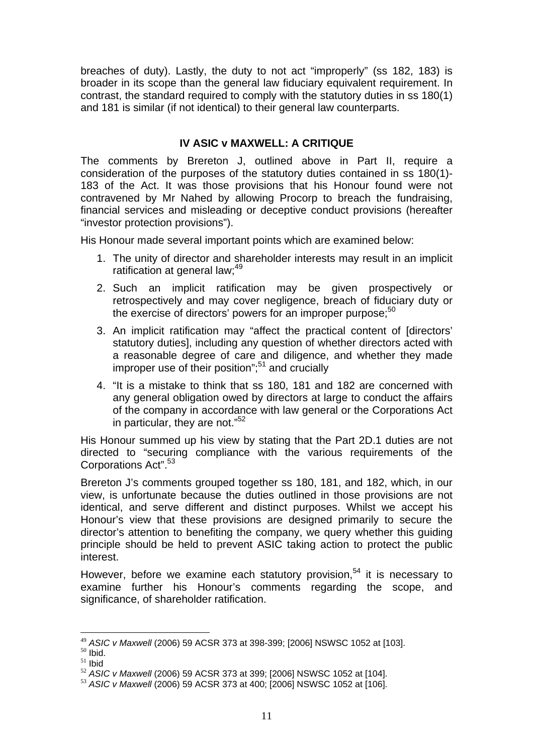breaches of duty). Lastly, the duty to not act "improperly" (ss 182, 183) is broader in its scope than the general law fiduciary equivalent requirement. In contrast, the standard required to comply with the statutory duties in ss 180(1) and 181 is similar (if not identical) to their general law counterparts.

## IV ASIC v MAXWELL: A CRITIQUE

The comments by Brereton J, outlined above in Part II, require a consideration of the purposes of the statutory duties contained in ss 180(1)-183 of the Act. It was those provisions that his Honour found were not contravened by Mr Nahed by allowing Procorp to breach the fundraising, financial services and misleading or deceptive conduct provisions (hereafter "investor protection provisions").

His Honour made several important points which are examined below:

1. The unity of director and shareholder interests may result in an implicit ratification at general law;[49]
2. Such an implicit ratification may be given prospectively or retrospectively and may cover negligence, breach of fiduciary duty or the exercise of directors' powers for an improper purpose;[50]
3. An implicit ratification may "affect the practical content of [directors' statutory duties], including any question of whether directors acted with a reasonable degree of care and diligence, and whether they made improper use of their position";[51] and crucially
4. "It is a mistake to think that ss 180, 181 and 182 are concerned with any general obligation owed by directors at large to conduct the affairs of the company in accordance with law general or the Corporations Act in particular, they are not."[52]

His Honour summed up his view by stating that the Part 2D.1 duties are not directed to "securing compliance with the various requirements of the Corporations Act".[53]

Brereton J's comments grouped together ss 180, 181, and 182, which, in our view, is unfortunate because the duties outlined in those provisions are not identical, and serve different and distinct purposes. Whilst we accept his Honour's view that these provisions are designed primarily to secure the director's attention to benefiting the company, we query whether this guiding principle should be held to prevent ASIC taking action to protect the public interest.

However, before we examine each statutory provision,[54] it is necessary to examine further his Honour's comments regarding the scope, and significance, of shareholder ratification.

---

[49] *ASIC v Maxwell* (2006) 59 ACSR 373 at 398-399; [2006] NSWSC 1052 at [103].
[50] Ibid.
[51] Ibid
[52] *ASIC v Maxwell* (2006) 59 ACSR 373 at 399; [2006] NSWSC 1052 at [104].
[53] *ASIC v Maxwell* (2006) 59 ACSR 373 at 400; [2006] NSWSC 1052 at [106].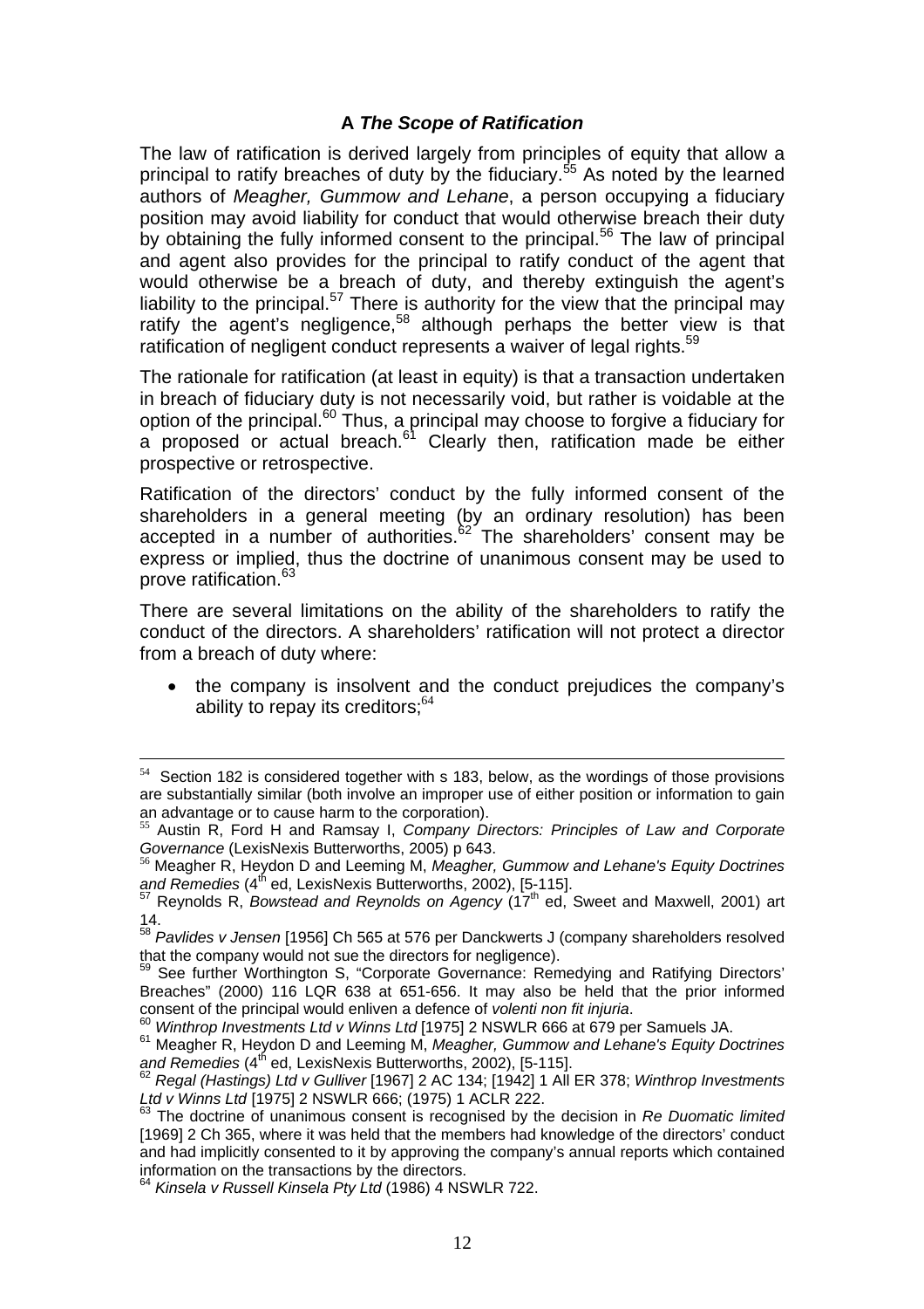### A *The Scope of Ratification*

The law of ratification is derived largely from principles of equity that allow a principal to ratify breaches of duty by the fiduciary.[55] As noted by the learned authors of *Meagher, Gummow and Lehane*, a person occupying a fiduciary position may avoid liability for conduct that would otherwise breach their duty by obtaining the fully informed consent to the principal.[56] The law of principal and agent also provides for the principal to ratify conduct of the agent that would otherwise be a breach of duty, and thereby extinguish the agent's liability to the principal.[57] There is authority for the view that the principal may ratify the agent's negligence,[58] although perhaps the better view is that ratification of negligent conduct represents a waiver of legal rights.[59]

The rationale for ratification (at least in equity) is that a transaction undertaken in breach of fiduciary duty is not necessarily void, but rather is voidable at the option of the principal.[60] Thus, a principal may choose to forgive a fiduciary for a proposed or actual breach.[61] Clearly then, ratification made be either prospective or retrospective.

Ratification of the directors' conduct by the fully informed consent of the shareholders in a general meeting (by an ordinary resolution) has been accepted in a number of authorities.[62] The shareholders' consent may be express or implied, thus the doctrine of unanimous consent may be used to prove ratification.[63]

There are several limitations on the ability of the shareholders to ratify the conduct of the directors. A shareholders' ratification will not protect a director from a breach of duty where:

- the company is insolvent and the conduct prejudices the company's ability to repay its creditors;[64]

---

[54] Section 182 is considered together with s 183, below, as the wordings of those provisions are substantially similar (both involve an improper use of either position or information to gain an advantage or to cause harm to the corporation).

[55] Austin R, Ford H and Ramsay I, *Company Directors: Principles of Law and Corporate Governance* (LexisNexis Butterworths, 2005) p 643.

[56] Meagher R, Heydon D and Leeming M, *Meagher, Gummow and Lehane's Equity Doctrines and Remedies* (4th ed, LexisNexis Butterworths, 2002), [5-115].

[57] Reynolds R, *Bowstead and Reynolds on Agency* (17th ed, Sweet and Maxwell, 2001) art 14.

[58] *Pavlides v Jensen* [1956] Ch 565 at 576 per Danckwerts J (company shareholders resolved that the company would not sue the directors for negligence).

[59] See further Worthington S, "Corporate Governance: Remedying and Ratifying Directors' Breaches" (2000) 116 LQR 638 at 651-656. It may also be held that the prior informed consent of the principal would enliven a defence of *volenti non fit injuria*.

[60] *Winthrop Investments Ltd v Winns Ltd* [1975] 2 NSWLR 666 at 679 per Samuels JA.

[61] Meagher R, Heydon D and Leeming M, *Meagher, Gummow and Lehane's Equity Doctrines and Remedies* (4th ed, LexisNexis Butterworths, 2002), [5-115].

[62] *Regal (Hastings) Ltd v Gulliver* [1967] 2 AC 134; [1942] 1 All ER 378; *Winthrop Investments Ltd v Winns Ltd* [1975] 2 NSWLR 666; (1975) 1 ACLR 222.

[63] The doctrine of unanimous consent is recognised by the decision in *Re Duomatic limited* [1969] 2 Ch 365, where it was held that the members had knowledge of the directors' conduct and had implicitly consented to it by approving the company's annual reports which contained information on the transactions by the directors.

[64] *Kinsela v Russell Kinsela Pty Ltd* (1986) 4 NSWLR 722.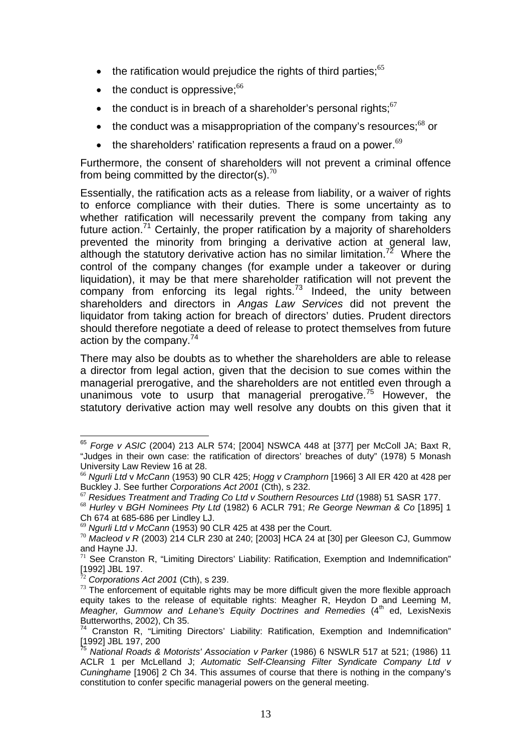- the ratification would prejudice the rights of third parties;[65]
- the conduct is oppressive;[66]
- the conduct is in breach of a shareholder's personal rights;[67]
- the conduct was a misappropriation of the company's resources;[68] or
- the shareholders' ratification represents a fraud on a power.[69]

Furthermore, the consent of shareholders will not prevent a criminal offence from being committed by the director(s).[70]

Essentially, the ratification acts as a release from liability, or a waiver of rights to enforce compliance with their duties. There is some uncertainty as to whether ratification will necessarily prevent the company from taking any future action.[71] Certainly, the proper ratification by a majority of shareholders prevented the minority from bringing a derivative action at general law, although the statutory derivative action has no similar limitation.[72] Where the control of the company changes (for example under a takeover or during liquidation), it may be that mere shareholder ratification will not prevent the company from enforcing its legal rights.[73] Indeed, the unity between shareholders and directors in *Angas Law Services* did not prevent the liquidator from taking action for breach of directors' duties. Prudent directors should therefore negotiate a deed of release to protect themselves from future action by the company.[74]

There may also be doubts as to whether the shareholders are able to release a director from legal action, given that the decision to sue comes within the managerial prerogative, and the shareholders are not entitled even through a unanimous vote to usurp that managerial prerogative.[75] However, the statutory derivative action may well resolve any doubts on this given that it

---

[65] *Forge v ASIC* (2004) 213 ALR 574; [2004] NSWCA 448 at [377] per McColl JA; Baxt R, "Judges in their own case: the ratification of directors' breaches of duty" (1978) 5 Monash University Law Review 16 at 28.

[66] *Ngurli Ltd* v *McCann* (1953) 90 CLR 425; *Hogg v Cramphorn* [1966] 3 All ER 420 at 428 per Buckley J. See further *Corporations Act 2001* (Cth), s 232.

[67] *Residues Treatment and Trading Co Ltd v Southern Resources Ltd* (1988) 51 SASR 177.

[68] *Hurley* v *BGH Nominees Pty Ltd* (1982) 6 ACLR 791; *Re George Newman & Co* [1895] 1 Ch 674 at 685-686 per Lindley LJ.

[69] *Ngurli Ltd v McCann* (1953) 90 CLR 425 at 438 per the Court.

[70] *Macleod v R* (2003) 214 CLR 230 at 240; [2003] HCA 24 at [30] per Gleeson CJ, Gummow and Hayne JJ.

[71] See Cranston R, "Limiting Directors' Liability: Ratification, Exemption and Indemnification" [1992] JBL 197.

[72] *Corporations Act 2001* (Cth), s 239.

[73] The enforcement of equitable rights may be more difficult given the more flexible approach equity takes to the release of equitable rights: Meagher R, Heydon D and Leeming M, *Meagher, Gummow and Lehane's Equity Doctrines and Remedies* (4th ed, LexisNexis Butterworths, 2002), Ch 35.

[74] Cranston R, "Limiting Directors' Liability: Ratification, Exemption and Indemnification" [1992] JBL 197, 200

[75] *National Roads & Motorists' Association v Parker* (1986) 6 NSWLR 517 at 521; (1986) 11 ACLR 1 per McLelland J; *Automatic Self-Cleansing Filter Syndicate Company Ltd v Cuninghame* [1906] 2 Ch 34. This assumes of course that there is nothing in the company's constitution to confer specific managerial powers on the general meeting.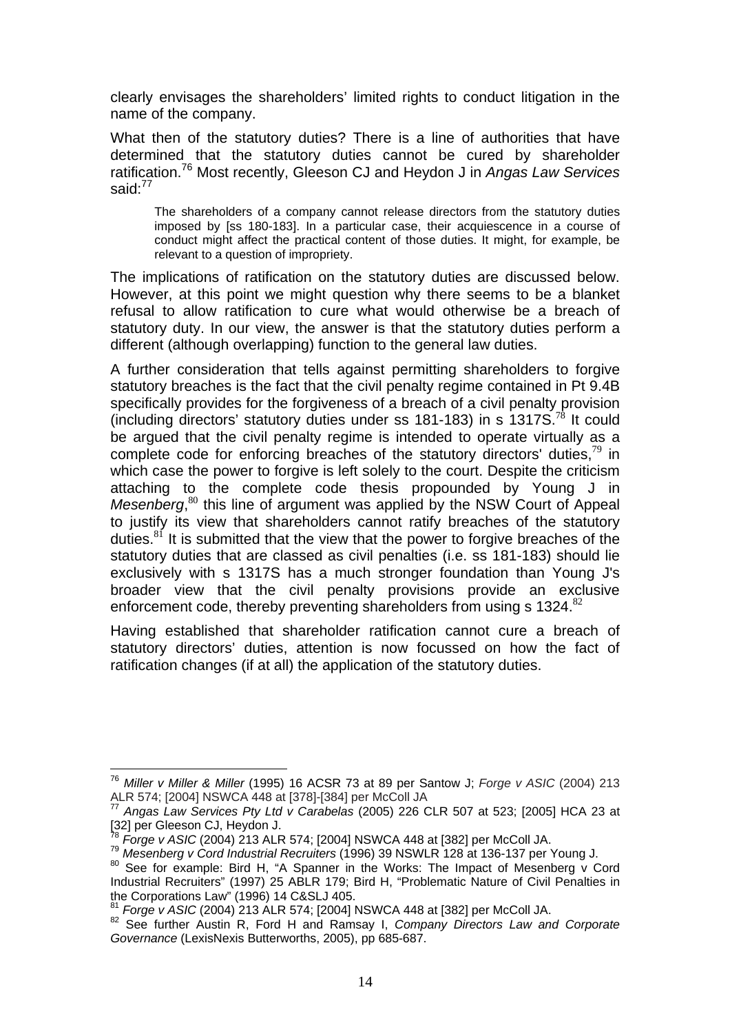clearly envisages the shareholders' limited rights to conduct litigation in the name of the company.

What then of the statutory duties? There is a line of authorities that have determined that the statutory duties cannot be cured by shareholder ratification.[76] Most recently, Gleeson CJ and Heydon J in *Angas Law Services* said:[77]

> The shareholders of a company cannot release directors from the statutory duties imposed by [ss 180-183]. In a particular case, their acquiescence in a course of conduct might affect the practical content of those duties. It might, for example, be relevant to a question of impropriety.

The implications of ratification on the statutory duties are discussed below. However, at this point we might question why there seems to be a blanket refusal to allow ratification to cure what would otherwise be a breach of statutory duty. In our view, the answer is that the statutory duties perform a different (although overlapping) function to the general law duties.

A further consideration that tells against permitting shareholders to forgive statutory breaches is the fact that the civil penalty regime contained in Pt 9.4B specifically provides for the forgiveness of a breach of a civil penalty provision (including directors' statutory duties under ss 181-183) in s 1317S.[78] It could be argued that the civil penalty regime is intended to operate virtually as a complete code for enforcing breaches of the statutory directors' duties,[79] in which case the power to forgive is left solely to the court. Despite the criticism attaching to the complete code thesis propounded by Young J in *Mesenberg*,[80] this line of argument was applied by the NSW Court of Appeal to justify its view that shareholders cannot ratify breaches of the statutory duties.[81] It is submitted that the view that the power to forgive breaches of the statutory duties that are classed as civil penalties (i.e. ss 181-183) should lie exclusively with s 1317S has a much stronger foundation than Young J's broader view that the civil penalty provisions provide an exclusive enforcement code, thereby preventing shareholders from using s 1324.[82]

Having established that shareholder ratification cannot cure a breach of statutory directors' duties, attention is now focussed on how the fact of ratification changes (if at all) the application of the statutory duties.

---

[76] *Miller v Miller & Miller* (1995) 16 ACSR 73 at 89 per Santow J; *Forge v ASIC* (2004) 213 ALR 574; [2004] NSWCA 448 at [378]-[384] per McColl JA

[77] *Angas Law Services Pty Ltd v Carabelas* (2005) 226 CLR 507 at 523; [2005] HCA 23 at [32] per Gleeson CJ, Heydon J.

[78] *Forge v ASIC* (2004) 213 ALR 574; [2004] NSWCA 448 at [382] per McColl JA.

[79] *Mesenberg v Cord Industrial Recruiters* (1996) 39 NSWLR 128 at 136-137 per Young J.

[80] See for example: Bird H, "A Spanner in the Works: The Impact of Mesenberg v Cord Industrial Recruiters" (1997) 25 ABLR 179; Bird H, "Problematic Nature of Civil Penalties in the Corporations Law" (1996) 14 C&SLJ 405.

[81] *Forge v ASIC* (2004) 213 ALR 574; [2004] NSWCA 448 at [382] per McColl JA.

[82] See further Austin R, Ford H and Ramsay I, *Company Directors Law and Corporate Governance* (LexisNexis Butterworths, 2005), pp 685-687.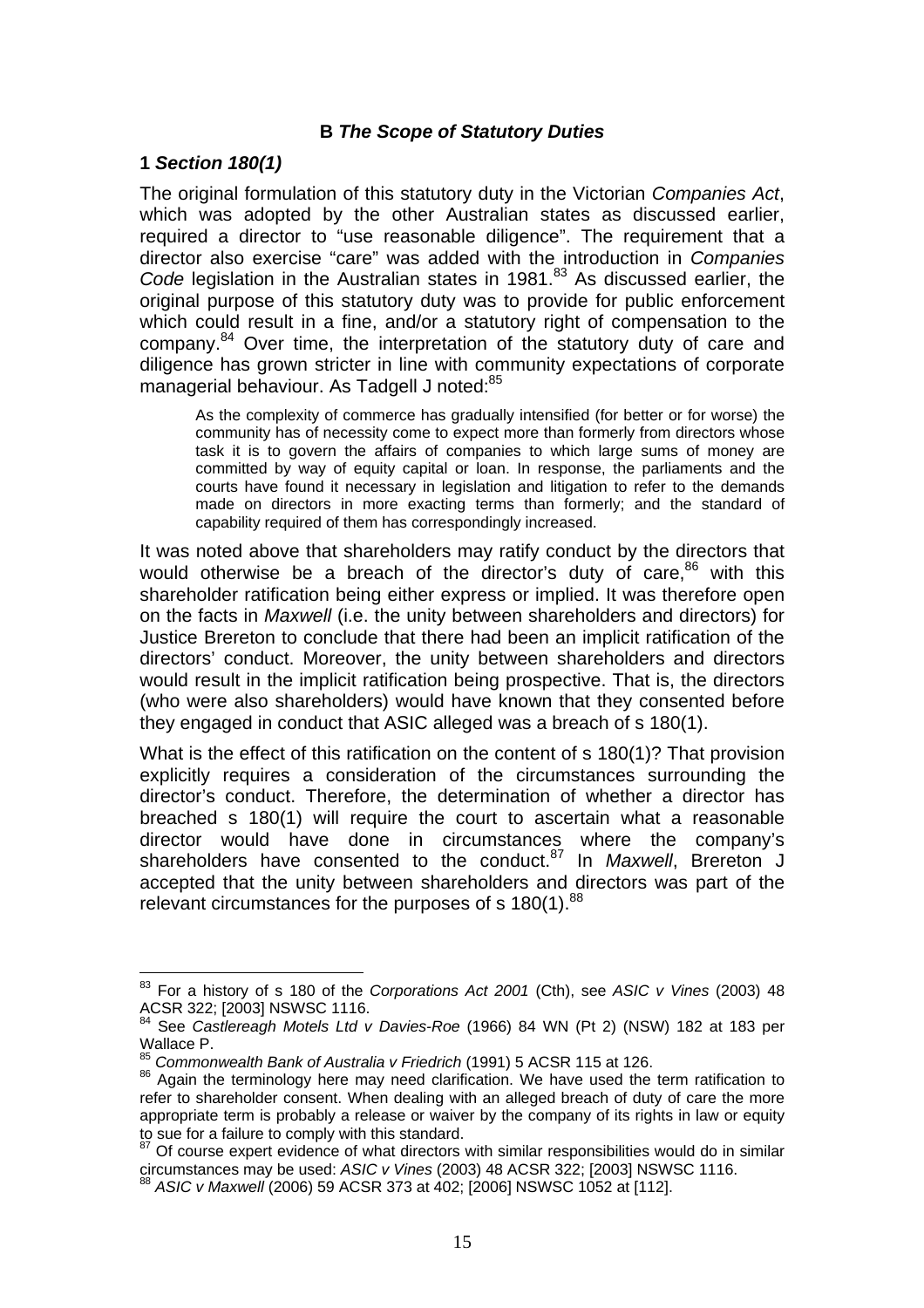### B *The Scope of Statutory Duties*

#### 1 *Section 180(1)*

The original formulation of this statutory duty in the Victorian *Companies Act*, which was adopted by the other Australian states as discussed earlier, required a director to "use reasonable diligence". The requirement that a director also exercise "care" was added with the introduction in *Companies Code* legislation in the Australian states in 1981.[83] As discussed earlier, the original purpose of this statutory duty was to provide for public enforcement which could result in a fine, and/or a statutory right of compensation to the company.[84] Over time, the interpretation of the statutory duty of care and diligence has grown stricter in line with community expectations of corporate managerial behaviour. As Tadgell J noted:[85]

> As the complexity of commerce has gradually intensified (for better or for worse) the community has of necessity come to expect more than formerly from directors whose task it is to govern the affairs of companies to which large sums of money are committed by way of equity capital or loan. In response, the parliaments and the courts have found it necessary in legislation and litigation to refer to the demands made on directors in more exacting terms than formerly; and the standard of capability required of them has correspondingly increased.

It was noted above that shareholders may ratify conduct by the directors that would otherwise be a breach of the director's duty of care,[86] with this shareholder ratification being either express or implied. It was therefore open on the facts in *Maxwell* (i.e. the unity between shareholders and directors) for Justice Brereton to conclude that there had been an implicit ratification of the directors' conduct. Moreover, the unity between shareholders and directors would result in the implicit ratification being prospective. That is, the directors (who were also shareholders) would have known that they consented before they engaged in conduct that ASIC alleged was a breach of s 180(1).

What is the effect of this ratification on the content of s 180(1)? That provision explicitly requires a consideration of the circumstances surrounding the director's conduct. Therefore, the determination of whether a director has breached s 180(1) will require the court to ascertain what a reasonable director would have done in circumstances where the company's shareholders have consented to the conduct.[87] In *Maxwell*, Brereton J accepted that the unity between shareholders and directors was part of the relevant circumstances for the purposes of s 180(1).[88]

---

[83] For a history of s 180 of the *Corporations Act 2001* (Cth), see *ASIC v Vines* (2003) 48 ACSR 322; [2003] NSWSC 1116.

[84] See *Castlereagh Motels Ltd v Davies-Roe* (1966) 84 WN (Pt 2) (NSW) 182 at 183 per Wallace P.

[85] *Commonwealth Bank of Australia v Friedrich* (1991) 5 ACSR 115 at 126.

[86] Again the terminology here may need clarification. We have used the term ratification to refer to shareholder consent. When dealing with an alleged breach of duty of care the more appropriate term is probably a release or waiver by the company of its rights in law or equity to sue for a failure to comply with this standard.

[87] Of course expert evidence of what directors with similar responsibilities would do in similar circumstances may be used: *ASIC v Vines* (2003) 48 ACSR 322; [2003] NSWSC 1116.

[88] *ASIC v Maxwell* (2006) 59 ACSR 373 at 402; [2006] NSWSC 1052 at [112].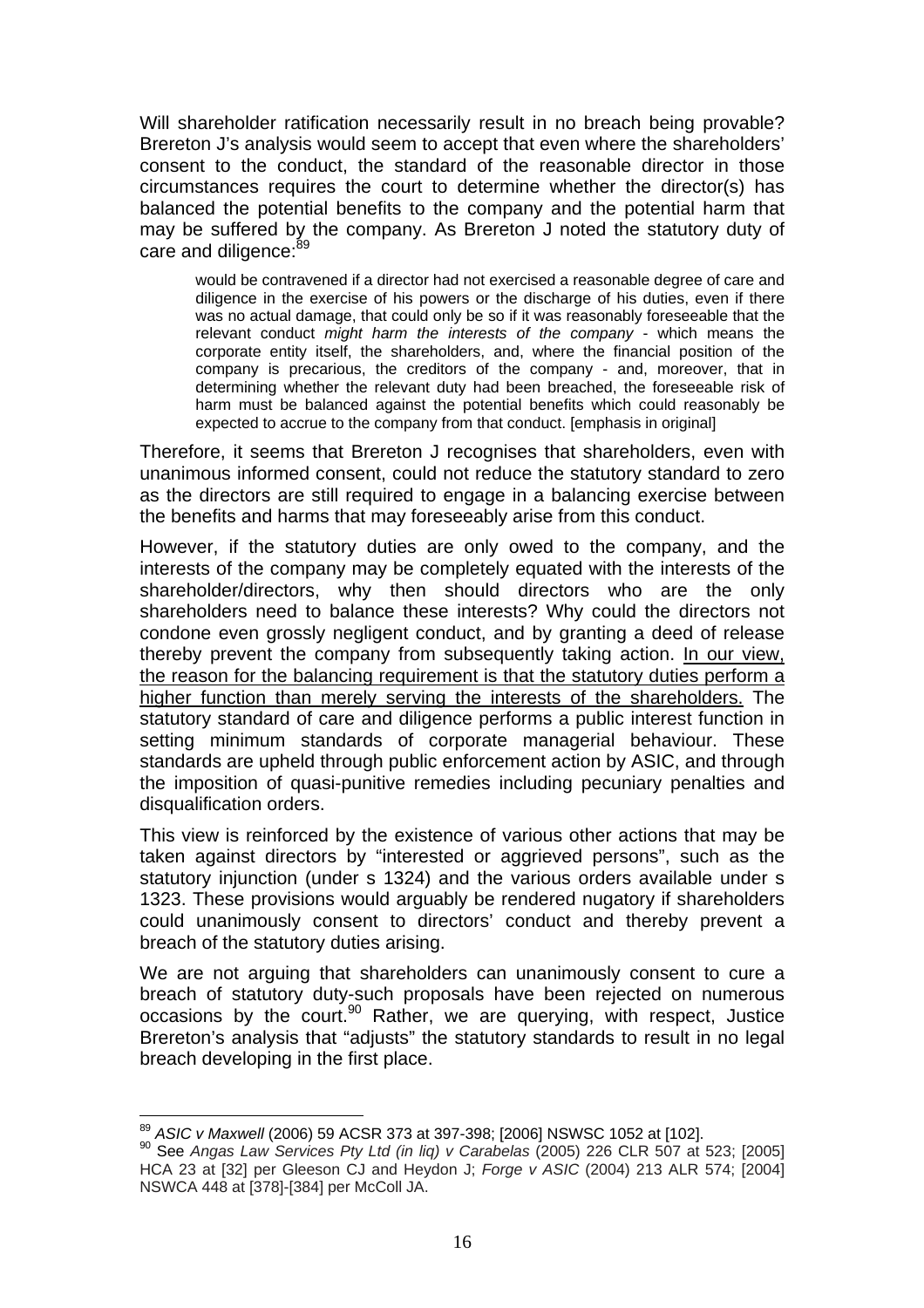Will shareholder ratification necessarily result in no breach being provable? Brereton J's analysis would seem to accept that even where the shareholders' consent to the conduct, the standard of the reasonable director in those circumstances requires the court to determine whether the director(s) has balanced the potential benefits to the company and the potential harm that may be suffered by the company. As Brereton J noted the statutory duty of care and diligence:[89]

> would be contravened if a director had not exercised a reasonable degree of care and diligence in the exercise of his powers or the discharge of his duties, even if there was no actual damage, that could only be so if it was reasonably foreseeable that the relevant conduct *might harm the interests of the company* - which means the corporate entity itself, the shareholders, and, where the financial position of the company is precarious, the creditors of the company - and, moreover, that in determining whether the relevant duty had been breached, the foreseeable risk of harm must be balanced against the potential benefits which could reasonably be expected to accrue to the company from that conduct. [emphasis in original]

Therefore, it seems that Brereton J recognises that shareholders, even with unanimous informed consent, could not reduce the statutory standard to zero as the directors are still required to engage in a balancing exercise between the benefits and harms that may foreseeably arise from this conduct.

However, if the statutory duties are only owed to the company, and the interests of the company may be completely equated with the interests of the shareholder/directors, why then should directors who are the only shareholders need to balance these interests? Why could the directors not condone even grossly negligent conduct, and by granting a deed of release thereby prevent the company from subsequently taking action. <u>In our view, the reason for the balancing requirement is that the statutory duties perform a higher function than merely serving the interests of the shareholders.</u> The statutory standard of care and diligence performs a public interest function in setting minimum standards of corporate managerial behaviour. These standards are upheld through public enforcement action by ASIC, and through the imposition of quasi-punitive remedies including pecuniary penalties and disqualification orders.

This view is reinforced by the existence of various other actions that may be taken against directors by "interested or aggrieved persons", such as the statutory injunction (under s 1324) and the various orders available under s 1323. These provisions would arguably be rendered nugatory if shareholders could unanimously consent to directors' conduct and thereby prevent a breach of the statutory duties arising.

We are not arguing that shareholders can unanimously consent to cure a breach of statutory duty-such proposals have been rejected on numerous occasions by the court.[90] Rather, we are querying, with respect, Justice Brereton's analysis that "adjusts" the statutory standards to result in no legal breach developing in the first place.

---

[89] *ASIC v Maxwell* (2006) 59 ACSR 373 at 397-398; [2006] NSWSC 1052 at [102].

[90] See *Angas Law Services Pty Ltd (in liq) v Carabelas* (2005) 226 CLR 507 at 523; [2005] HCA 23 at [32] per Gleeson CJ and Heydon J; *Forge v ASIC* (2004) 213 ALR 574; [2004] NSWCA 448 at [378]-[384] per McColl JA.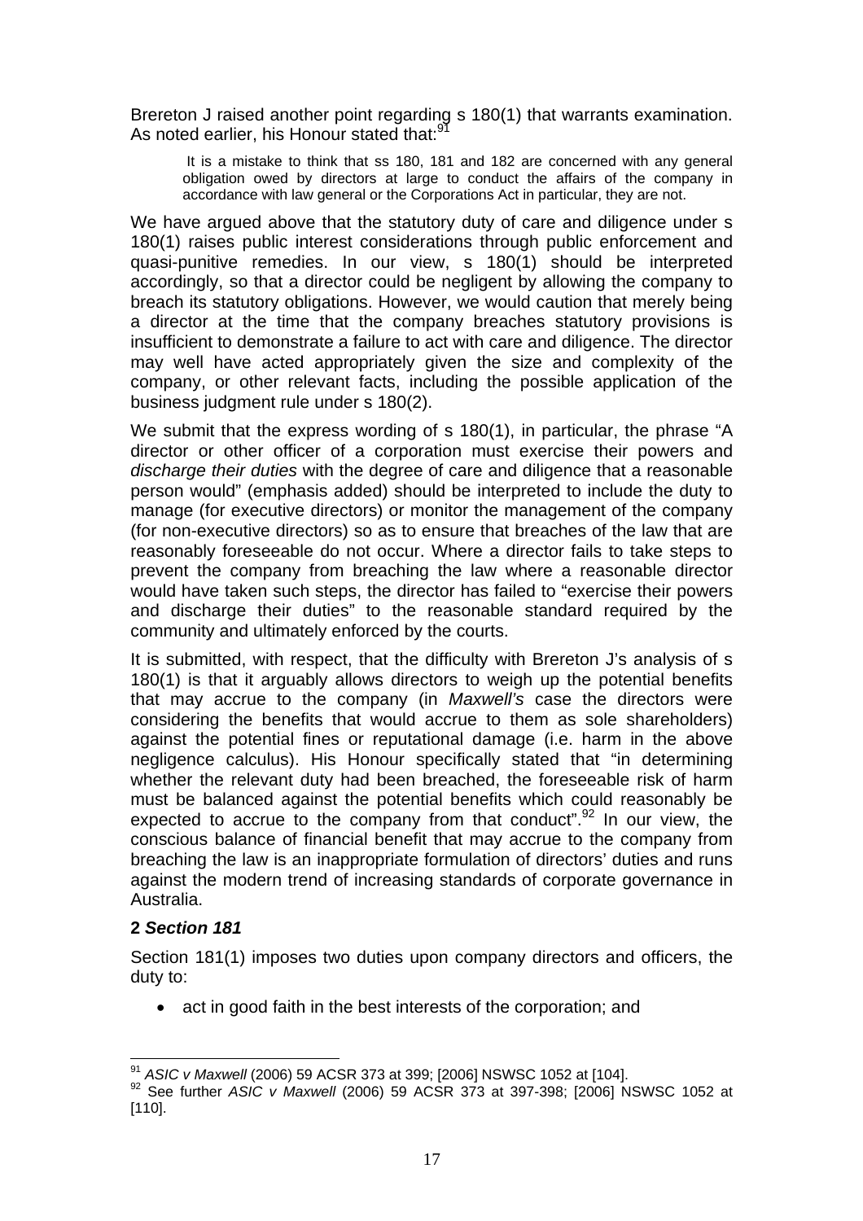Brereton J raised another point regarding s 180(1) that warrants examination. As noted earlier, his Honour stated that:[91]

> It is a mistake to think that ss 180, 181 and 182 are concerned with any general obligation owed by directors at large to conduct the affairs of the company in accordance with law general or the Corporations Act in particular, they are not.

We have argued above that the statutory duty of care and diligence under s 180(1) raises public interest considerations through public enforcement and quasi-punitive remedies. In our view, s 180(1) should be interpreted accordingly, so that a director could be negligent by allowing the company to breach its statutory obligations. However, we would caution that merely being a director at the time that the company breaches statutory provisions is insufficient to demonstrate a failure to act with care and diligence. The director may well have acted appropriately given the size and complexity of the company, or other relevant facts, including the possible application of the business judgment rule under s 180(2).

We submit that the express wording of s 180(1), in particular, the phrase "A director or other officer of a corporation must exercise their powers and *discharge their duties* with the degree of care and diligence that a reasonable person would" (emphasis added) should be interpreted to include the duty to manage (for executive directors) or monitor the management of the company (for non-executive directors) so as to ensure that breaches of the law that are reasonably foreseeable do not occur. Where a director fails to take steps to prevent the company from breaching the law where a reasonable director would have taken such steps, the director has failed to "exercise their powers and discharge their duties" to the reasonable standard required by the community and ultimately enforced by the courts.

It is submitted, with respect, that the difficulty with Brereton J's analysis of s 180(1) is that it arguably allows directors to weigh up the potential benefits that may accrue to the company (in *Maxwell's* case the directors were considering the benefits that would accrue to them as sole shareholders) against the potential fines or reputational damage (i.e. harm in the above negligence calculus). His Honour specifically stated that "in determining whether the relevant duty had been breached, the foreseeable risk of harm must be balanced against the potential benefits which could reasonably be expected to accrue to the company from that conduct".[92] In our view, the conscious balance of financial benefit that may accrue to the company from breaching the law is an inappropriate formulation of directors' duties and runs against the modern trend of increasing standards of corporate governance in Australia.

### 2 *Section 181*

Section 181(1) imposes two duties upon company directors and officers, the duty to:

- act in good faith in the best interests of the corporation; and

---

[91] *ASIC v Maxwell* (2006) 59 ACSR 373 at 399; [2006] NSWSC 1052 at [104].

[92] See further *ASIC v Maxwell* (2006) 59 ACSR 373 at 397-398; [2006] NSWSC 1052 at [110].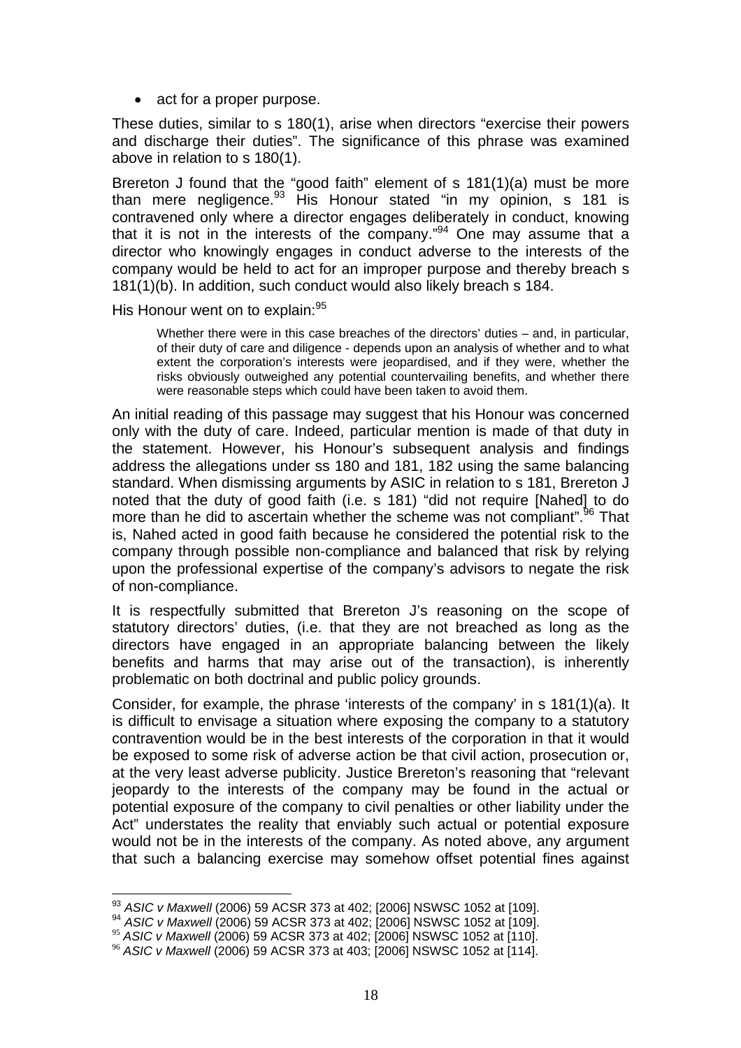- act for a proper purpose.

These duties, similar to s 180(1), arise when directors "exercise their powers and discharge their duties". The significance of this phrase was examined above in relation to s 180(1).

Brereton J found that the "good faith" element of s 181(1)(a) must be more than mere negligence.[93] His Honour stated "in my opinion, s 181 is contravened only where a director engages deliberately in conduct, knowing that it is not in the interests of the company."[94] One may assume that a director who knowingly engages in conduct adverse to the interests of the company would be held to act for an improper purpose and thereby breach s 181(1)(b). In addition, such conduct would also likely breach s 184.

His Honour went on to explain:[95]

> Whether there were in this case breaches of the directors' duties – and, in particular, of their duty of care and diligence - depends upon an analysis of whether and to what extent the corporation's interests were jeopardised, and if they were, whether the risks obviously outweighed any potential countervailing benefits, and whether there were reasonable steps which could have been taken to avoid them.

An initial reading of this passage may suggest that his Honour was concerned only with the duty of care. Indeed, particular mention is made of that duty in the statement. However, his Honour's subsequent analysis and findings address the allegations under ss 180 and 181, 182 using the same balancing standard. When dismissing arguments by ASIC in relation to s 181, Brereton J noted that the duty of good faith (i.e. s 181) "did not require [Nahed] to do more than he did to ascertain whether the scheme was not compliant".[96] That is, Nahed acted in good faith because he considered the potential risk to the company through possible non-compliance and balanced that risk by relying upon the professional expertise of the company's advisors to negate the risk of non-compliance.

It is respectfully submitted that Brereton J's reasoning on the scope of statutory directors' duties, (i.e. that they are not breached as long as the directors have engaged in an appropriate balancing between the likely benefits and harms that may arise out of the transaction), is inherently problematic on both doctrinal and public policy grounds.

Consider, for example, the phrase 'interests of the company' in s 181(1)(a). It is difficult to envisage a situation where exposing the company to a statutory contravention would be in the best interests of the corporation in that it would be exposed to some risk of adverse action be that civil action, prosecution or, at the very least adverse publicity. Justice Brereton's reasoning that "relevant jeopardy to the interests of the company may be found in the actual or potential exposure of the company to civil penalties or other liability under the Act" understates the reality that enviably such actual or potential exposure would not be in the interests of the company. As noted above, any argument that such a balancing exercise may somehow offset potential fines against

---

[93] *ASIC v Maxwell* (2006) 59 ACSR 373 at 402; [2006] NSWSC 1052 at [109].

[94] *ASIC v Maxwell* (2006) 59 ACSR 373 at 402; [2006] NSWSC 1052 at [109].

[95] *ASIC v Maxwell* (2006) 59 ACSR 373 at 402; [2006] NSWSC 1052 at [110].

[96] *ASIC v Maxwell* (2006) 59 ACSR 373 at 403; [2006] NSWSC 1052 at [114].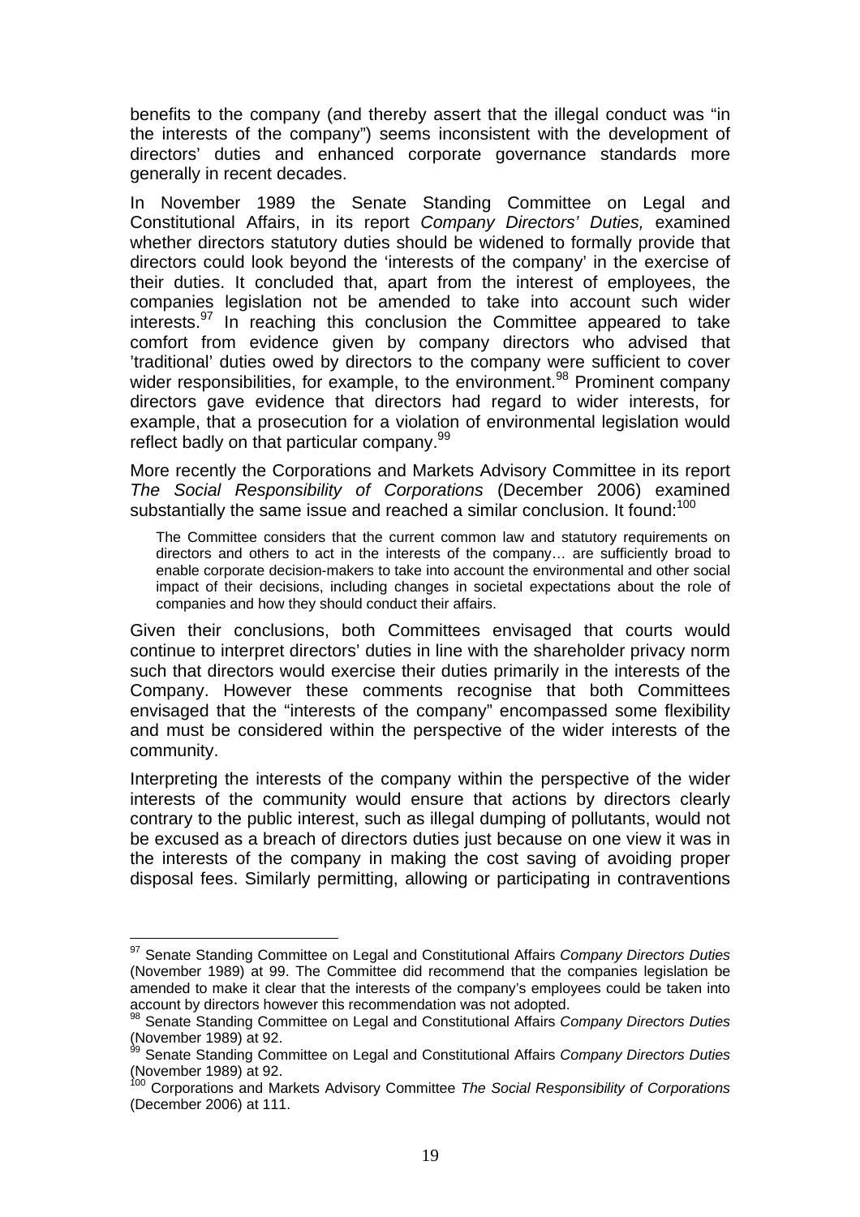benefits to the company (and thereby assert that the illegal conduct was "in the interests of the company") seems inconsistent with the development of directors' duties and enhanced corporate governance standards more generally in recent decades.

In November 1989 the Senate Standing Committee on Legal and Constitutional Affairs, in its report *Company Directors' Duties,* examined whether directors statutory duties should be widened to formally provide that directors could look beyond the 'interests of the company' in the exercise of their duties. It concluded that, apart from the interest of employees, the companies legislation not be amended to take into account such wider interests.[97] In reaching this conclusion the Committee appeared to take comfort from evidence given by company directors who advised that 'traditional' duties owed by directors to the company were sufficient to cover wider responsibilities, for example, to the environment.[98] Prominent company directors gave evidence that directors had regard to wider interests, for example, that a prosecution for a violation of environmental legislation would reflect badly on that particular company.[99]

More recently the Corporations and Markets Advisory Committee in its report *The Social Responsibility of Corporations* (December 2006) examined substantially the same issue and reached a similar conclusion. It found:[100]

> The Committee considers that the current common law and statutory requirements on directors and others to act in the interests of the company… are sufficiently broad to enable corporate decision-makers to take into account the environmental and other social impact of their decisions, including changes in societal expectations about the role of companies and how they should conduct their affairs.

Given their conclusions, both Committees envisaged that courts would continue to interpret directors' duties in line with the shareholder privacy norm such that directors would exercise their duties primarily in the interests of the Company. However these comments recognise that both Committees envisaged that the "interests of the company" encompassed some flexibility and must be considered within the perspective of the wider interests of the community.

Interpreting the interests of the company within the perspective of the wider interests of the community would ensure that actions by directors clearly contrary to the public interest, such as illegal dumping of pollutants, would not be excused as a breach of directors duties just because on one view it was in the interests of the company in making the cost saving of avoiding proper disposal fees. Similarly permitting, allowing or participating in contraventions

---

[97] Senate Standing Committee on Legal and Constitutional Affairs *Company Directors Duties* (November 1989) at 99. The Committee did recommend that the companies legislation be amended to make it clear that the interests of the company's employees could be taken into account by directors however this recommendation was not adopted.

[98] Senate Standing Committee on Legal and Constitutional Affairs *Company Directors Duties* (November 1989) at 92.

[99] Senate Standing Committee on Legal and Constitutional Affairs *Company Directors Duties* (November 1989) at 92.

[100] Corporations and Markets Advisory Committee *The Social Responsibility of Corporations* (December 2006) at 111.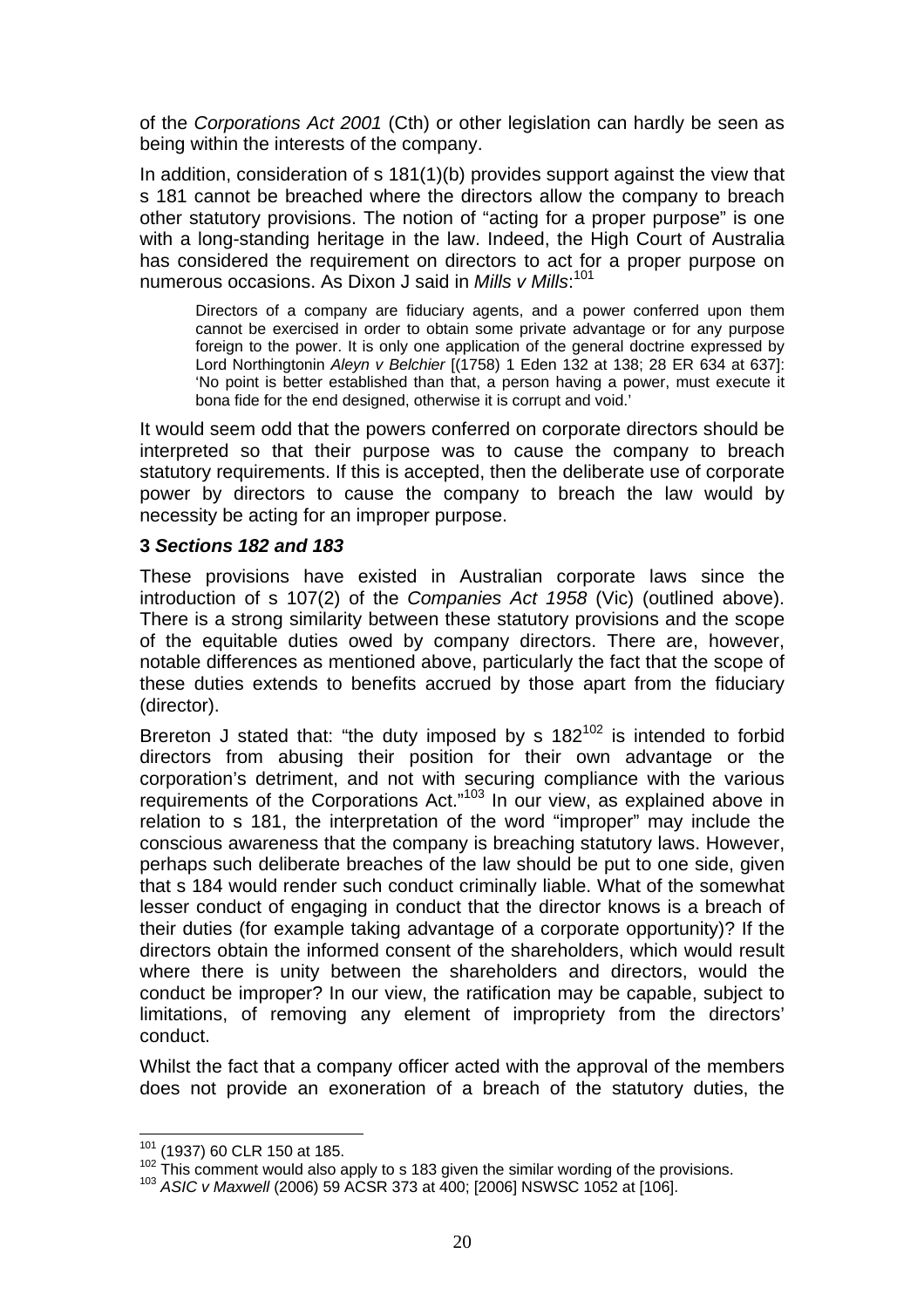of the *Corporations Act 2001* (Cth) or other legislation can hardly be seen as being within the interests of the company.

In addition, consideration of s 181(1)(b) provides support against the view that s 181 cannot be breached where the directors allow the company to breach other statutory provisions. The notion of "acting for a proper purpose" is one with a long-standing heritage in the law. Indeed, the High Court of Australia has considered the requirement on directors to act for a proper purpose on numerous occasions. As Dixon J said in *Mills v Mills*:[101]

> Directors of a company are fiduciary agents, and a power conferred upon them cannot be exercised in order to obtain some private advantage or for any purpose foreign to the power. It is only one application of the general doctrine expressed by Lord Northingtonin *Aleyn v Belchier* [(1758) 1 Eden 132 at 138; 28 ER 634 at 637]: 'No point is better established than that, a person having a power, must execute it bona fide for the end designed, otherwise it is corrupt and void.'

It would seem odd that the powers conferred on corporate directors should be interpreted so that their purpose was to cause the company to breach statutory requirements. If this is accepted, then the deliberate use of corporate power by directors to cause the company to breach the law would by necessity be acting for an improper purpose.

### 3 *Sections 182 and 183*

These provisions have existed in Australian corporate laws since the introduction of s 107(2) of the *Companies Act 1958* (Vic) (outlined above). There is a strong similarity between these statutory provisions and the scope of the equitable duties owed by company directors. There are, however, notable differences as mentioned above, particularly the fact that the scope of these duties extends to benefits accrued by those apart from the fiduciary (director).

Brereton J stated that: "the duty imposed by s 182[102] is intended to forbid directors from abusing their position for their own advantage or the corporation's detriment, and not with securing compliance with the various requirements of the Corporations Act."[103] In our view, as explained above in relation to s 181, the interpretation of the word "improper" may include the conscious awareness that the company is breaching statutory laws. However, perhaps such deliberate breaches of the law should be put to one side, given that s 184 would render such conduct criminally liable. What of the somewhat lesser conduct of engaging in conduct that the director knows is a breach of their duties (for example taking advantage of a corporate opportunity)? If the directors obtain the informed consent of the shareholders, which would result where there is unity between the shareholders and directors, would the conduct be improper? In our view, the ratification may be capable, subject to limitations, of removing any element of impropriety from the directors' conduct.

Whilst the fact that a company officer acted with the approval of the members does not provide an exoneration of a breach of the statutory duties, the

---

[101] (1937) 60 CLR 150 at 185.

[102] This comment would also apply to s 183 given the similar wording of the provisions.

[103] *ASIC v Maxwell* (2006) 59 ACSR 373 at 400; [2006] NSWSC 1052 at [106].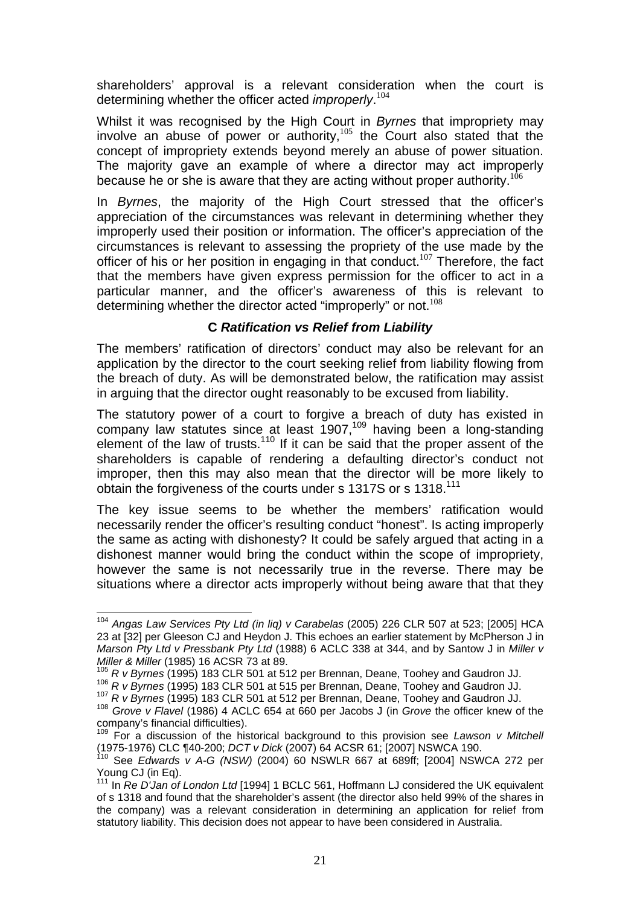shareholders' approval is a relevant consideration when the court is determining whether the officer acted *improperly*.[104]

Whilst it was recognised by the High Court in *Byrnes* that impropriety may involve an abuse of power or authority,[105] the Court also stated that the concept of impropriety extends beyond merely an abuse of power situation. The majority gave an example of where a director may act improperly because he or she is aware that they are acting without proper authority.[106]

In *Byrnes*, the majority of the High Court stressed that the officer's appreciation of the circumstances was relevant in determining whether they improperly used their position or information. The officer's appreciation of the circumstances is relevant to assessing the propriety of the use made by the officer of his or her position in engaging in that conduct.[107] Therefore, the fact that the members have given express permission for the officer to act in a particular manner, and the officer's awareness of this is relevant to determining whether the director acted "improperly" or not.[108]

### C *Ratification vs Relief from Liability*

The members' ratification of directors' conduct may also be relevant for an application by the director to the court seeking relief from liability flowing from the breach of duty. As will be demonstrated below, the ratification may assist in arguing that the director ought reasonably to be excused from liability.

The statutory power of a court to forgive a breach of duty has existed in company law statutes since at least 1907,[109] having been a long-standing element of the law of trusts.[110] If it can be said that the proper assent of the shareholders is capable of rendering a defaulting director's conduct not improper, then this may also mean that the director will be more likely to obtain the forgiveness of the courts under s 1317S or s 1318.[111]

The key issue seems to be whether the members' ratification would necessarily render the officer's resulting conduct "honest". Is acting improperly the same as acting with dishonesty? It could be safely argued that acting in a dishonest manner would bring the conduct within the scope of impropriety, however the same is not necessarily true in the reverse. There may be situations where a director acts improperly without being aware that that they

---

[104] *Angas Law Services Pty Ltd (in liq) v Carabelas* (2005) 226 CLR 507 at 523; [2005] HCA 23 at [32] per Gleeson CJ and Heydon J. This echoes an earlier statement by McPherson J in *Marson Pty Ltd v Pressbank Pty Ltd* (1988) 6 ACLC 338 at 344, and by Santow J in *Miller v Miller & Miller* (1985) 16 ACSR 73 at 89.

[105] *R v Byrnes* (1995) 183 CLR 501 at 512 per Brennan, Deane, Toohey and Gaudron JJ.

[106] *R v Byrnes* (1995) 183 CLR 501 at 515 per Brennan, Deane, Toohey and Gaudron JJ.

[107] *R v Byrnes* (1995) 183 CLR 501 at 512 per Brennan, Deane, Toohey and Gaudron JJ.

[108] *Grove v Flavel* (1986) 4 ACLC 654 at 660 per Jacobs J (in *Grove* the officer knew of the company's financial difficulties).

[109] For a discussion of the historical background to this provision see *Lawson v Mitchell* (1975-1976) CLC ¶40-200; *DCT v Dick* (2007) 64 ACSR 61; [2007] NSWCA 190.

[110] See *Edwards v A-G (NSW)* (2004) 60 NSWLR 667 at 689ff; [2004] NSWCA 272 per Young CJ (in Eq).

[111] In *Re D'Jan of London Ltd* [1994] 1 BCLC 561, Hoffmann LJ considered the UK equivalent of s 1318 and found that the shareholder's assent (the director also held 99% of the shares in the company) was a relevant consideration in determining an application for relief from statutory liability. This decision does not appear to have been considered in Australia.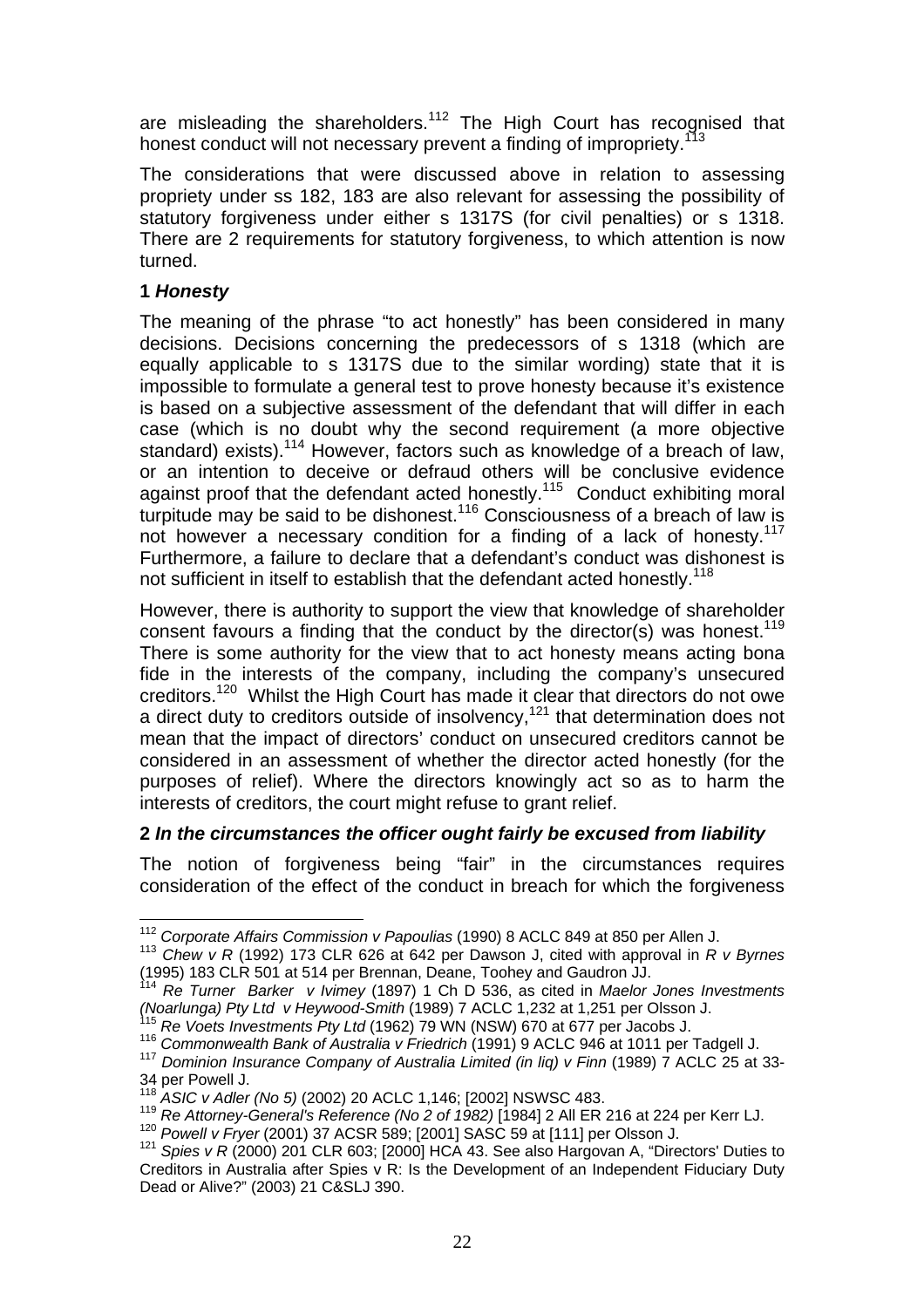are misleading the shareholders.[112] The High Court has recognised that honest conduct will not necessary prevent a finding of impropriety.[113]

The considerations that were discussed above in relation to assessing propriety under ss 182, 183 are also relevant for assessing the possibility of statutory forgiveness under either s 1317S (for civil penalties) or s 1318. There are 2 requirements for statutory forgiveness, to which attention is now turned.

**1 *Honesty***

The meaning of the phrase "to act honestly" has been considered in many decisions. Decisions concerning the predecessors of s 1318 (which are equally applicable to s 1317S due to the similar wording) state that it is impossible to formulate a general test to prove honesty because it's existence is based on a subjective assessment of the defendant that will differ in each case (which is no doubt why the second requirement (a more objective standard) exists).[114] However, factors such as knowledge of a breach of law, or an intention to deceive or defraud others will be conclusive evidence against proof that the defendant acted honestly.[115] Conduct exhibiting moral turpitude may be said to be dishonest.[116] Consciousness of a breach of law is not however a necessary condition for a finding of a lack of honesty.[117] Furthermore, a failure to declare that a defendant's conduct was dishonest is not sufficient in itself to establish that the defendant acted honestly.[118]

However, there is authority to support the view that knowledge of shareholder consent favours a finding that the conduct by the director(s) was honest.[119] There is some authority for the view that to act honesty means acting bona fide in the interests of the company, including the company's unsecured creditors.[120] Whilst the High Court has made it clear that directors do not owe a direct duty to creditors outside of insolvency,[121] that determination does not mean that the impact of directors' conduct on unsecured creditors cannot be considered in an assessment of whether the director acted honestly (for the purposes of relief). Where the directors knowingly act so as to harm the interests of creditors, the court might refuse to grant relief.

**2 *In the circumstances the officer ought fairly be excused from liability***

The notion of forgiveness being "fair" in the circumstances requires consideration of the effect of the conduct in breach for which the forgiveness

---

[112] *Corporate Affairs Commission v Papoulias* (1990) 8 ACLC 849 at 850 per Allen J.

[113] *Chew v R* (1992) 173 CLR 626 at 642 per Dawson J, cited with approval in *R v Byrnes* (1995) 183 CLR 501 at 514 per Brennan, Deane, Toohey and Gaudron JJ.

[114] *Re Turner Barker v Ivimey* (1897) 1 Ch D 536, as cited in *Maelor Jones Investments (Noarlunga) Pty Ltd v Heywood-Smith* (1989) 7 ACLC 1,232 at 1,251 per Olsson J.

[115] *Re Voets Investments Pty Ltd* (1962) 79 WN (NSW) 670 at 677 per Jacobs J.

[116] *Commonwealth Bank of Australia v Friedrich* (1991) 9 ACLC 946 at 1011 per Tadgell J.

[117] *Dominion Insurance Company of Australia Limited (in liq) v Finn* (1989) 7 ACLC 25 at 33-34 per Powell J.

[118] *ASIC v Adler (No 5)* (2002) 20 ACLC 1,146; [2002] NSWSC 483.

[119] *Re Attorney-General's Reference (No 2 of 1982)* [1984] 2 All ER 216 at 224 per Kerr LJ.

[120] *Powell v Fryer* (2001) 37 ACSR 589; [2001] SASC 59 at [111] per Olsson J.

[121] *Spies v R* (2000) 201 CLR 603; [2000] HCA 43. See also Hargovan A, "Directors' Duties to Creditors in Australia after Spies v R: Is the Development of an Independent Fiduciary Duty Dead or Alive?" (2003) 21 C&SLJ 390.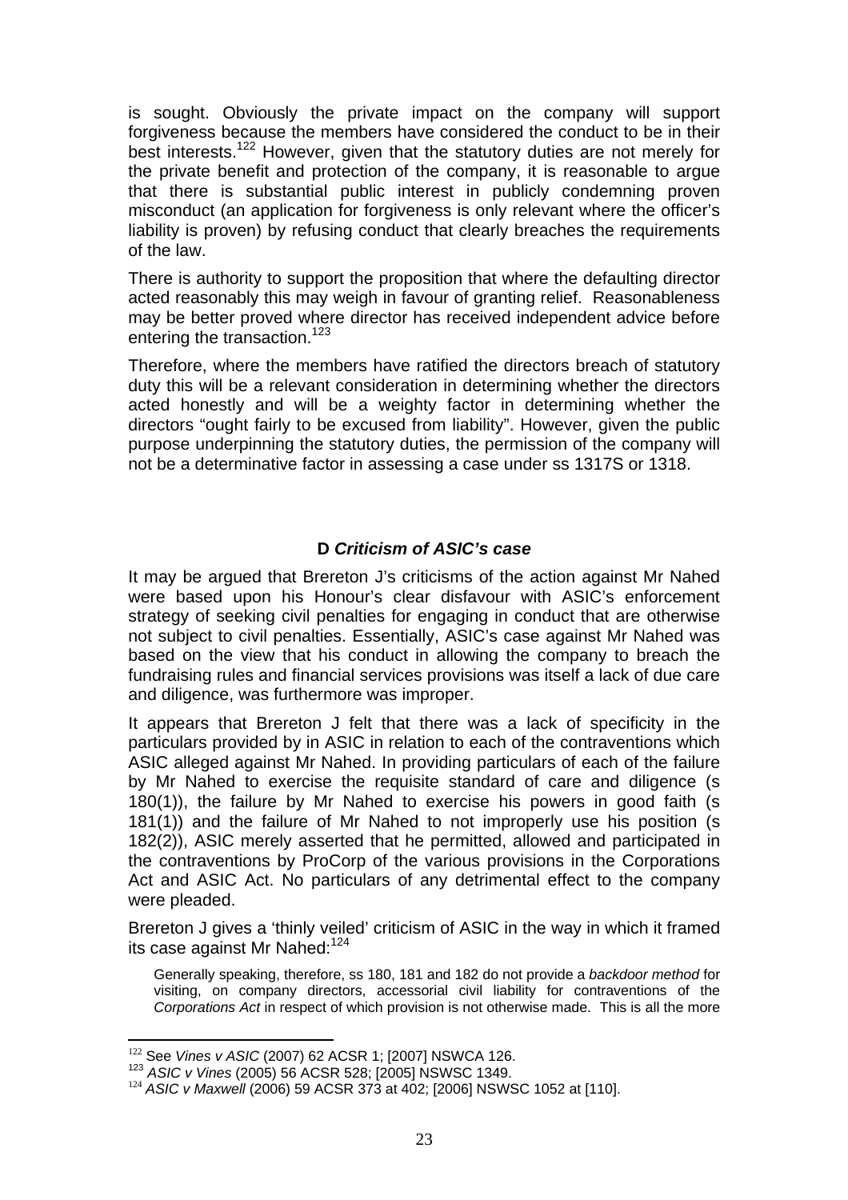is sought. Obviously the private impact on the company will support forgiveness because the members have considered the conduct to be in their best interests.[122] However, given that the statutory duties are not merely for the private benefit and protection of the company, it is reasonable to argue that there is substantial public interest in publicly condemning proven misconduct (an application for forgiveness is only relevant where the officer's liability is proven) by refusing conduct that clearly breaches the requirements of the law.

There is authority to support the proposition that where the defaulting director acted reasonably this may weigh in favour of granting relief. Reasonableness may be better proved where director has received independent advice before entering the transaction.[123]

Therefore, where the members have ratified the directors breach of statutory duty this will be a relevant consideration in determining whether the directors acted honestly and will be a weighty factor in determining whether the directors "ought fairly to be excused from liability". However, given the public purpose underpinning the statutory duties, the permission of the company will not be a determinative factor in assessing a case under ss 1317S or 1318.

### D *Criticism of ASIC's case*

It may be argued that Brereton J's criticisms of the action against Mr Nahed were based upon his Honour's clear disfavour with ASIC's enforcement strategy of seeking civil penalties for engaging in conduct that are otherwise not subject to civil penalties. Essentially, ASIC's case against Mr Nahed was based on the view that his conduct in allowing the company to breach the fundraising rules and financial services provisions was itself a lack of due care and diligence, was furthermore was improper.

It appears that Brereton J felt that there was a lack of specificity in the particulars provided by in ASIC in relation to each of the contraventions which ASIC alleged against Mr Nahed. In providing particulars of each of the failure by Mr Nahed to exercise the requisite standard of care and diligence (s 180(1)), the failure by Mr Nahed to exercise his powers in good faith (s 181(1)) and the failure of Mr Nahed to not improperly use his position (s 182(2)), ASIC merely asserted that he permitted, allowed and participated in the contraventions by ProCorp of the various provisions in the Corporations Act and ASIC Act. No particulars of any detrimental effect to the company were pleaded.

Brereton J gives a 'thinly veiled' criticism of ASIC in the way in which it framed its case against Mr Nahed:[124]

> Generally speaking, therefore, ss 180, 181 and 182 do not provide a *backdoor method* for visiting, on company directors, accessorial civil liability for contraventions of the *Corporations Act* in respect of which provision is not otherwise made. This is all the more

---

[122] See *Vines v ASIC* (2007) 62 ACSR 1; [2007] NSWCA 126.

[123] *ASIC v Vines* (2005) 56 ACSR 528; [2005] NSWSC 1349.

[124] *ASIC v Maxwell* (2006) 59 ACSR 373 at 402; [2006] NSWSC 1052 at [110].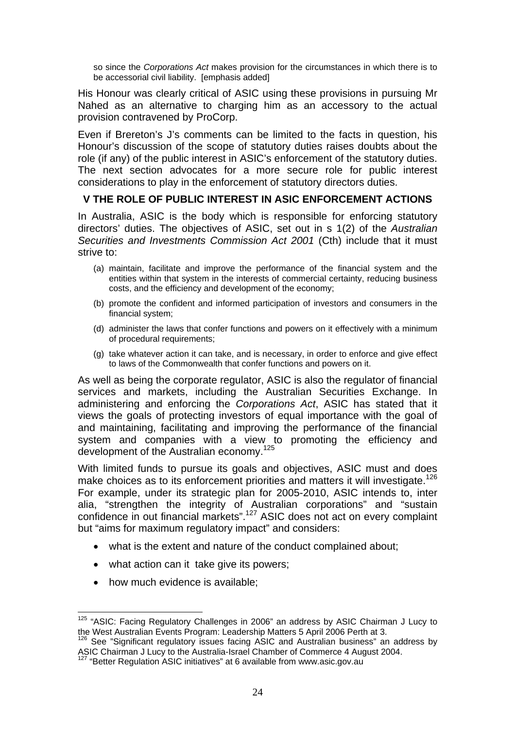> so since the *Corporations Act* makes provision for the circumstances in which there is to be accessorial civil liability. [emphasis added]

His Honour was clearly critical of ASIC using these provisions in pursuing Mr Nahed as an alternative to charging him as an accessory to the actual provision contravened by ProCorp.

Even if Brereton's J's comments can be limited to the facts in question, his Honour's discussion of the scope of statutory duties raises doubts about the role (if any) of the public interest in ASIC's enforcement of the statutory duties. The next section advocates for a more secure role for public interest considerations to play in the enforcement of statutory directors duties.

## V THE ROLE OF PUBLIC INTEREST IN ASIC ENFORCEMENT ACTIONS

In Australia, ASIC is the body which is responsible for enforcing statutory directors' duties. The objectives of ASIC, set out in s 1(2) of the *Australian Securities and Investments Commission Act 2001* (Cth) include that it must strive to:

> (a) maintain, facilitate and improve the performance of the financial system and the entities within that system in the interests of commercial certainty, reducing business costs, and the efficiency and development of the economy;
>
> (b) promote the confident and informed participation of investors and consumers in the financial system;
>
> (d) administer the laws that confer functions and powers on it effectively with a minimum of procedural requirements;
>
> (g) take whatever action it can take, and is necessary, in order to enforce and give effect to laws of the Commonwealth that confer functions and powers on it.

As well as being the corporate regulator, ASIC is also the regulator of financial services and markets, including the Australian Securities Exchange. In administering and enforcing the *Corporations Act*, ASIC has stated that it views the goals of protecting investors of equal importance with the goal of and maintaining, facilitating and improving the performance of the financial system and companies with a view to promoting the efficiency and development of the Australian economy.[125]

With limited funds to pursue its goals and objectives, ASIC must and does make choices as to its enforcement priorities and matters it will investigate.[126] For example, under its strategic plan for 2005-2010, ASIC intends to, inter alia, "strengthen the integrity of Australian corporations" and "sustain confidence in out financial markets".[127] ASIC does not act on every complaint but "aims for maximum regulatory impact" and considers:

- what is the extent and nature of the conduct complained about;
- what action can it take give its powers;
- how much evidence is available;

---

[125] "ASIC: Facing Regulatory Challenges in 2006" an address by ASIC Chairman J Lucy to the West Australian Events Program: Leadership Matters 5 April 2006 Perth at 3.

[126] See "Significant regulatory issues facing ASIC and Australian business" an address by ASIC Chairman J Lucy to the Australia-Israel Chamber of Commerce 4 August 2004.

[127] "Better Regulation ASIC initiatives" at 6 available from www.asic.gov.au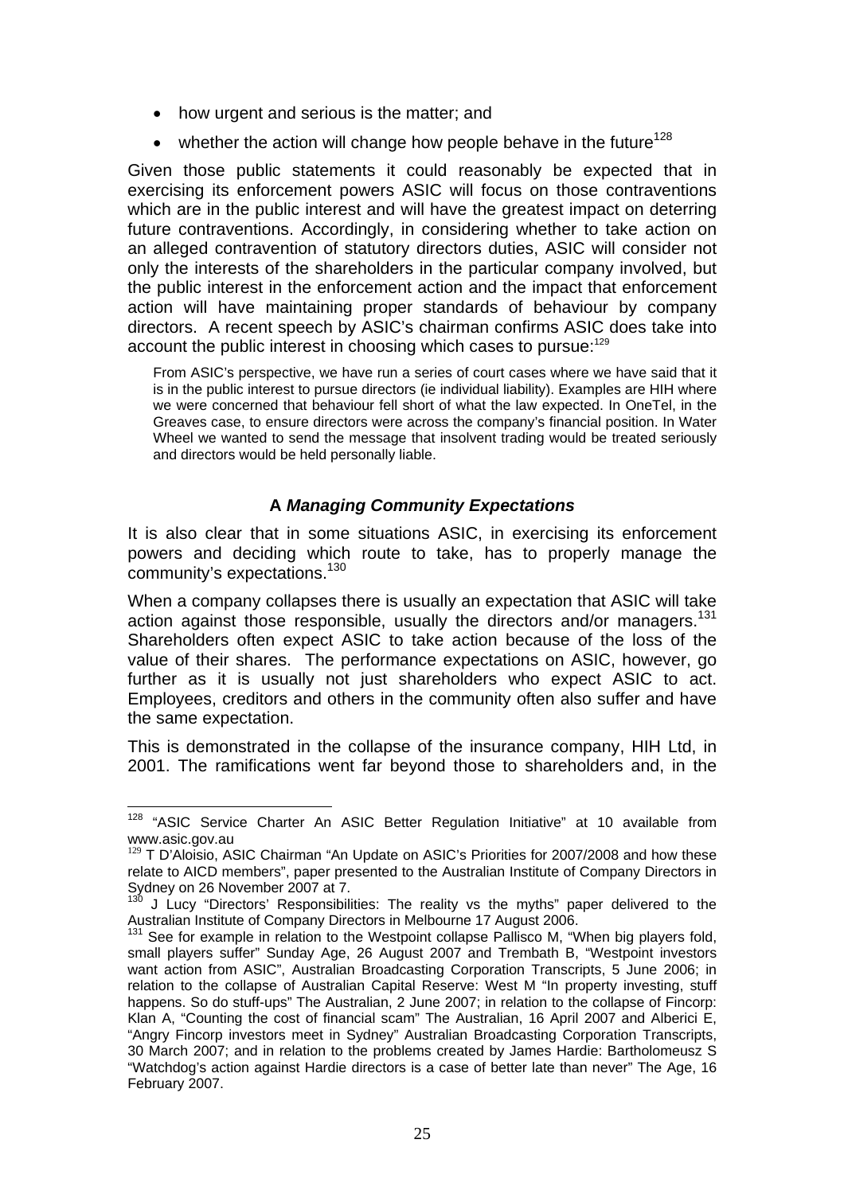- how urgent and serious is the matter; and
- whether the action will change how people behave in the future[128]

Given those public statements it could reasonably be expected that in exercising its enforcement powers ASIC will focus on those contraventions which are in the public interest and will have the greatest impact on deterring future contraventions. Accordingly, in considering whether to take action on an alleged contravention of statutory directors duties, ASIC will consider not only the interests of the shareholders in the particular company involved, but the public interest in the enforcement action and the impact that enforcement action will have maintaining proper standards of behaviour by company directors. A recent speech by ASIC's chairman confirms ASIC does take into account the public interest in choosing which cases to pursue:[129]

> From ASIC's perspective, we have run a series of court cases where we have said that it is in the public interest to pursue directors (ie individual liability). Examples are HIH where we were concerned that behaviour fell short of what the law expected. In OneTel, in the Greaves case, to ensure directors were across the company's financial position. In Water Wheel we wanted to send the message that insolvent trading would be treated seriously and directors would be held personally liable.

### A *Managing Community Expectations*

It is also clear that in some situations ASIC, in exercising its enforcement powers and deciding which route to take, has to properly manage the community's expectations.[130]

When a company collapses there is usually an expectation that ASIC will take action against those responsible, usually the directors and/or managers.[131] Shareholders often expect ASIC to take action because of the loss of the value of their shares. The performance expectations on ASIC, however, go further as it is usually not just shareholders who expect ASIC to act. Employees, creditors and others in the community often also suffer and have the same expectation.

This is demonstrated in the collapse of the insurance company, HIH Ltd, in 2001. The ramifications went far beyond those to shareholders and, in the

---

[128] "ASIC Service Charter An ASIC Better Regulation Initiative" at 10 available from www.asic.gov.au

[129] T D'Aloisio, ASIC Chairman "An Update on ASIC's Priorities for 2007/2008 and how these relate to AICD members", paper presented to the Australian Institute of Company Directors in Sydney on 26 November 2007 at 7.

[130] J Lucy "Directors' Responsibilities: The reality vs the myths" paper delivered to the Australian Institute of Company Directors in Melbourne 17 August 2006.

[131] See for example in relation to the Westpoint collapse Pallisco M, "When big players fold, small players suffer" Sunday Age, 26 August 2007 and Trembath B, "Westpoint investors want action from ASIC", Australian Broadcasting Corporation Transcripts, 5 June 2006; in relation to the collapse of Australian Capital Reserve: West M "In property investing, stuff happens. So do stuff-ups" The Australian, 2 June 2007; in relation to the collapse of Fincorp: Klan A, "Counting the cost of financial scam" The Australian, 16 April 2007 and Alberici E, "Angry Fincorp investors meet in Sydney" Australian Broadcasting Corporation Transcripts, 30 March 2007; and in relation to the problems created by James Hardie: Bartholomeusz S "Watchdog's action against Hardie directors is a case of better late than never" The Age, 16 February 2007.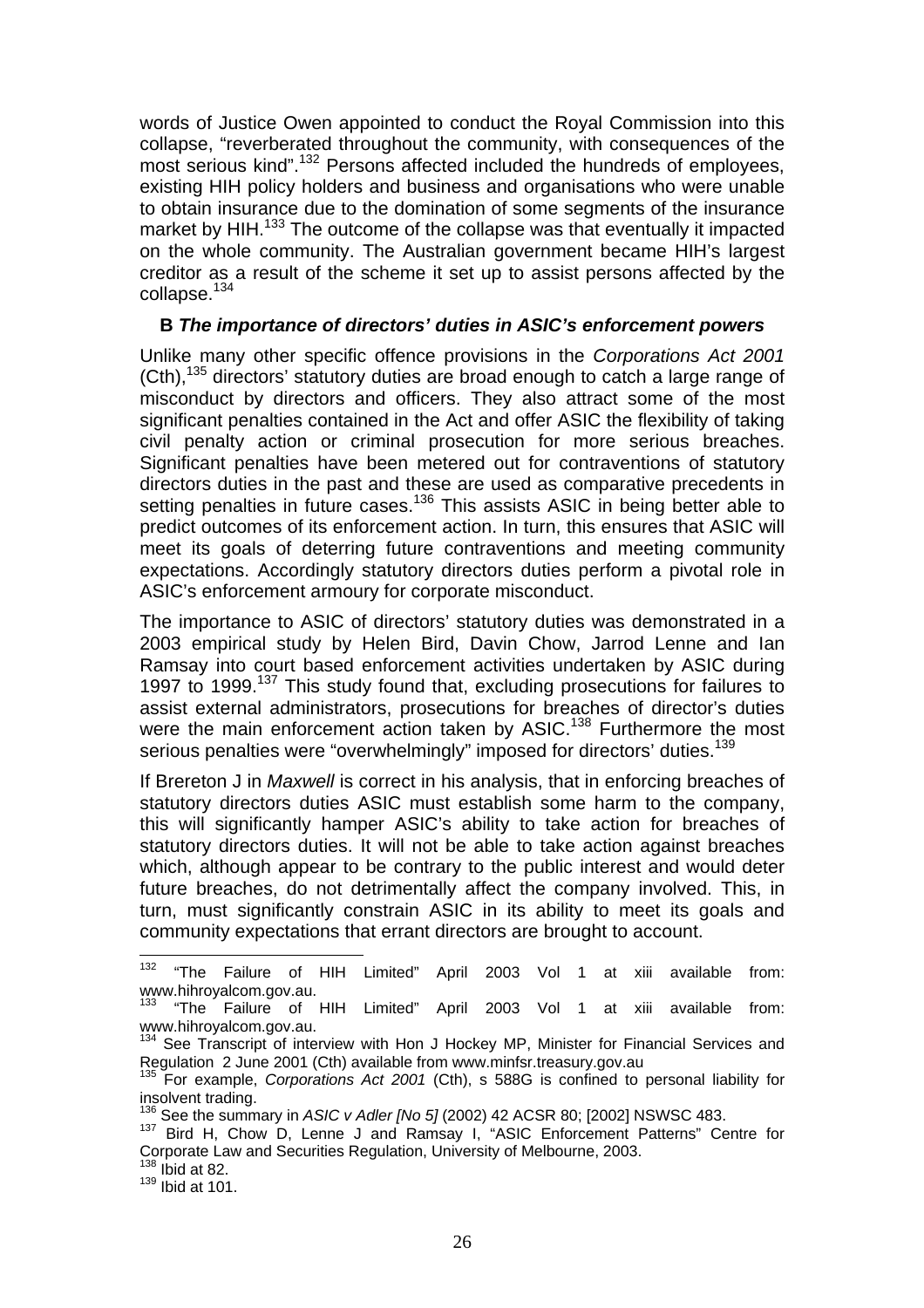words of Justice Owen appointed to conduct the Royal Commission into this collapse, "reverberated throughout the community, with consequences of the most serious kind".[132] Persons affected included the hundreds of employees, existing HIH policy holders and business and organisations who were unable to obtain insurance due to the domination of some segments of the insurance market by HIH.[133] The outcome of the collapse was that eventually it impacted on the whole community. The Australian government became HIH's largest creditor as a result of the scheme it set up to assist persons affected by the collapse.[134]

### B *The importance of directors' duties in ASIC's enforcement powers*

Unlike many other specific offence provisions in the *Corporations Act 2001* (Cth),[135] directors' statutory duties are broad enough to catch a large range of misconduct by directors and officers. They also attract some of the most significant penalties contained in the Act and offer ASIC the flexibility of taking civil penalty action or criminal prosecution for more serious breaches. Significant penalties have been metered out for contraventions of statutory directors duties in the past and these are used as comparative precedents in setting penalties in future cases.[136] This assists ASIC in being better able to predict outcomes of its enforcement action. In turn, this ensures that ASIC will meet its goals of deterring future contraventions and meeting community expectations. Accordingly statutory directors duties perform a pivotal role in ASIC's enforcement armoury for corporate misconduct.

The importance to ASIC of directors' statutory duties was demonstrated in a 2003 empirical study by Helen Bird, Davin Chow, Jarrod Lenne and Ian Ramsay into court based enforcement activities undertaken by ASIC during 1997 to 1999.[137] This study found that, excluding prosecutions for failures to assist external administrators, prosecutions for breaches of director's duties were the main enforcement action taken by ASIC.[138] Furthermore the most serious penalties were "overwhelmingly" imposed for directors' duties.[139]

If Brereton J in *Maxwell* is correct in his analysis, that in enforcing breaches of statutory directors duties ASIC must establish some harm to the company, this will significantly hamper ASIC's ability to take action for breaches of statutory directors duties. It will not be able to take action against breaches which, although appear to be contrary to the public interest and would deter future breaches, do not detrimentally affect the company involved. This, in turn, must significantly constrain ASIC in its ability to meet its goals and community expectations that errant directors are brought to account.

---

[132] "The Failure of HIH Limited" April 2003 Vol 1 at xiii available from: www.hihroyalcom.gov.au.

[133] "The Failure of HIH Limited" April 2003 Vol 1 at xiii available from: www.hihroyalcom.gov.au.

[134] See Transcript of interview with Hon J Hockey MP, Minister for Financial Services and Regulation 2 June 2001 (Cth) available from www.minfsr.treasury.gov.au

[135] For example, *Corporations Act 2001* (Cth), s 588G is confined to personal liability for insolvent trading.

[136] See the summary in *ASIC v Adler [No 5]* (2002) 42 ACSR 80; [2002] NSWSC 483.

[137] Bird H, Chow D, Lenne J and Ramsay I, "ASIC Enforcement Patterns" Centre for Corporate Law and Securities Regulation, University of Melbourne, 2003.

[138] Ibid at 82.

[139] Ibid at 101.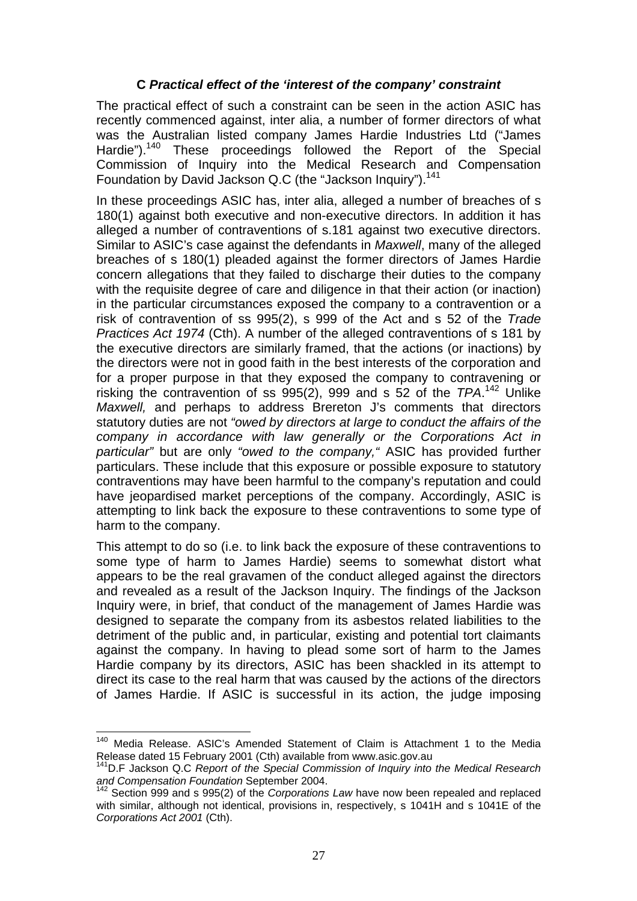### C *Practical effect of the 'interest of the company' constraint*

The practical effect of such a constraint can be seen in the action ASIC has recently commenced against, inter alia, a number of former directors of what was the Australian listed company James Hardie Industries Ltd ("James Hardie").[140] These proceedings followed the Report of the Special Commission of Inquiry into the Medical Research and Compensation Foundation by David Jackson Q.C (the "Jackson Inquiry").[141]

In these proceedings ASIC has, inter alia, alleged a number of breaches of s 180(1) against both executive and non-executive directors. In addition it has alleged a number of contraventions of s.181 against two executive directors. Similar to ASIC's case against the defendants in *Maxwell*, many of the alleged breaches of s 180(1) pleaded against the former directors of James Hardie concern allegations that they failed to discharge their duties to the company with the requisite degree of care and diligence in that their action (or inaction) in the particular circumstances exposed the company to a contravention or a risk of contravention of ss 995(2), s 999 of the Act and s 52 of the *Trade Practices Act 1974* (Cth). A number of the alleged contraventions of s 181 by the executive directors are similarly framed, that the actions (or inactions) by the directors were not in good faith in the best interests of the corporation and for a proper purpose in that they exposed the company to contravening or risking the contravention of ss 995(2), 999 and s 52 of the *TPA*.[142] Unlike *Maxwell,* and perhaps to address Brereton J's comments that directors statutory duties are not *"owed by directors at large to conduct the affairs of the company in accordance with law generally or the Corporations Act in particular"* but are only *"owed to the company,"* ASIC has provided further particulars. These include that this exposure or possible exposure to statutory contraventions may have been harmful to the company's reputation and could have jeopardised market perceptions of the company. Accordingly, ASIC is attempting to link back the exposure to these contraventions to some type of harm to the company.

This attempt to do so (i.e. to link back the exposure of these contraventions to some type of harm to James Hardie) seems to somewhat distort what appears to be the real gravamen of the conduct alleged against the directors and revealed as a result of the Jackson Inquiry. The findings of the Jackson Inquiry were, in brief, that conduct of the management of James Hardie was designed to separate the company from its asbestos related liabilities to the detriment of the public and, in particular, existing and potential tort claimants against the company. In having to plead some sort of harm to the James Hardie company by its directors, ASIC has been shackled in its attempt to direct its case to the real harm that was caused by the actions of the directors of James Hardie. If ASIC is successful in its action, the judge imposing

---

[140] Media Release. ASIC's Amended Statement of Claim is Attachment 1 to the Media Release dated 15 February 2001 (Cth) available from www.asic.gov.au

[141] D.F Jackson Q.C *Report of the Special Commission of Inquiry into the Medical Research and Compensation Foundation* September 2004.

[142] Section 999 and s 995(2) of the *Corporations Law* have now been repealed and replaced with similar, although not identical, provisions in, respectively, s 1041H and s 1041E of the *Corporations Act 2001* (Cth).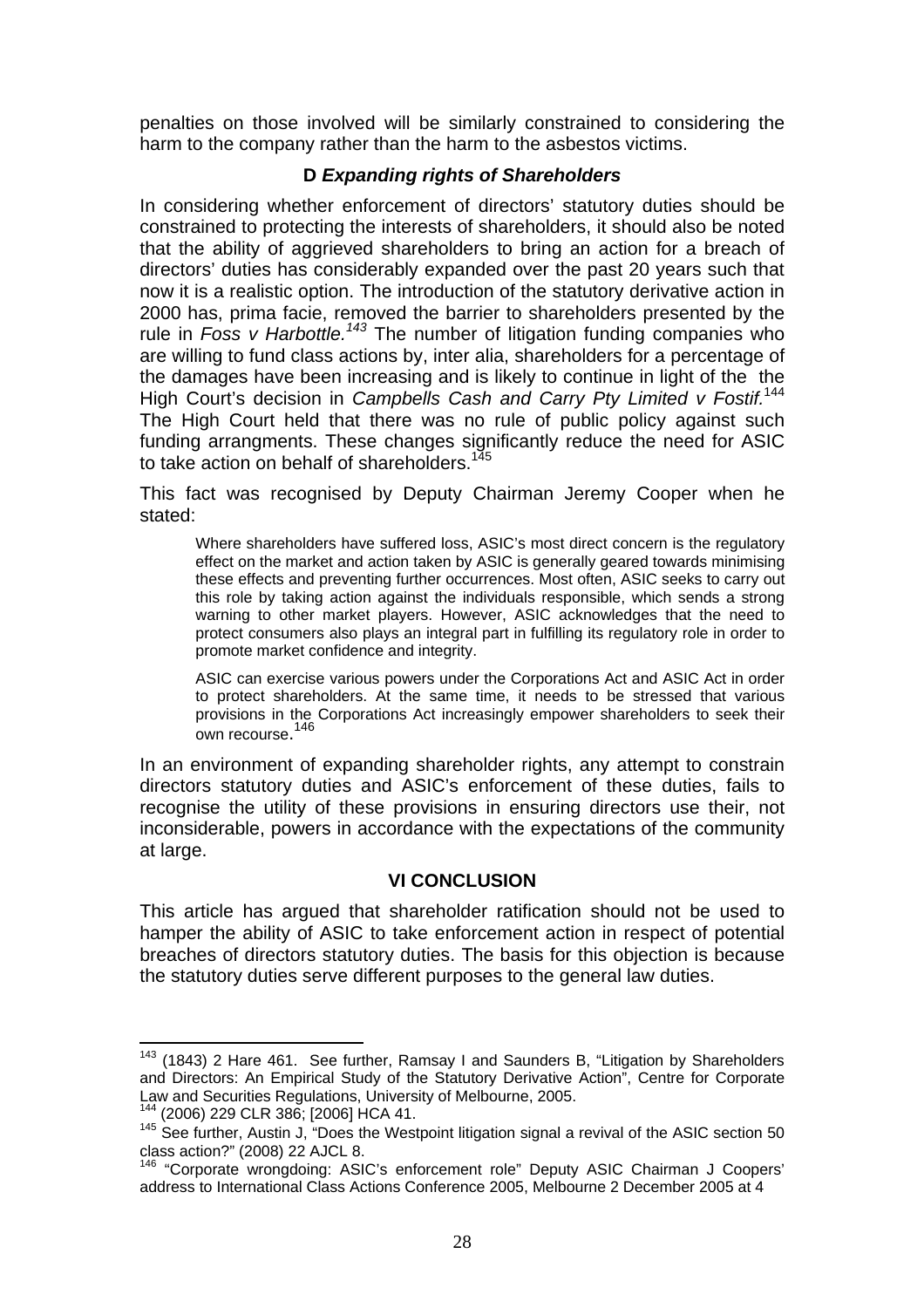penalties on those involved will be similarly constrained to considering the harm to the company rather than the harm to the asbestos victims.

### D *Expanding rights of Shareholders*

In considering whether enforcement of directors' statutory duties should be constrained to protecting the interests of shareholders, it should also be noted that the ability of aggrieved shareholders to bring an action for a breach of directors' duties has considerably expanded over the past 20 years such that now it is a realistic option. The introduction of the statutory derivative action in 2000 has, prima facie, removed the barrier to shareholders presented by the rule in *Foss v Harbottle.*[143] The number of litigation funding companies who are willing to fund class actions by, inter alia, shareholders for a percentage of the damages have been increasing and is likely to continue in light of the the High Court's decision in *Campbells Cash and Carry Pty Limited v Fostif.*[144] The High Court held that there was no rule of public policy against such funding arrangments. These changes significantly reduce the need for ASIC to take action on behalf of shareholders.[145]

This fact was recognised by Deputy Chairman Jeremy Cooper when he stated:

> Where shareholders have suffered loss, ASIC's most direct concern is the regulatory effect on the market and action taken by ASIC is generally geared towards minimising these effects and preventing further occurrences. Most often, ASIC seeks to carry out this role by taking action against the individuals responsible, which sends a strong warning to other market players. However, ASIC acknowledges that the need to protect consumers also plays an integral part in fulfilling its regulatory role in order to promote market confidence and integrity.
>
> ASIC can exercise various powers under the Corporations Act and ASIC Act in order to protect shareholders. At the same time, it needs to be stressed that various provisions in the Corporations Act increasingly empower shareholders to seek their own recourse.[146]

In an environment of expanding shareholder rights, any attempt to constrain directors statutory duties and ASIC's enforcement of these duties, fails to recognise the utility of these provisions in ensuring directors use their, not inconsiderable, powers in accordance with the expectations of the community at large.

## VI CONCLUSION

This article has argued that shareholder ratification should not be used to hamper the ability of ASIC to take enforcement action in respect of potential breaches of directors statutory duties. The basis for this objection is because the statutory duties serve different purposes to the general law duties.

---

[143] (1843) 2 Hare 461. See further, Ramsay I and Saunders B, "Litigation by Shareholders and Directors: An Empirical Study of the Statutory Derivative Action", Centre for Corporate Law and Securities Regulations, University of Melbourne, 2005.

[144] (2006) 229 CLR 386; [2006] HCA 41.

[145] See further, Austin J, "Does the Westpoint litigation signal a revival of the ASIC section 50 class action?" (2008) 22 AJCL 8.

[146] "Corporate wrongdoing: ASIC's enforcement role" Deputy ASIC Chairman J Coopers' address to International Class Actions Conference 2005, Melbourne 2 December 2005 at 4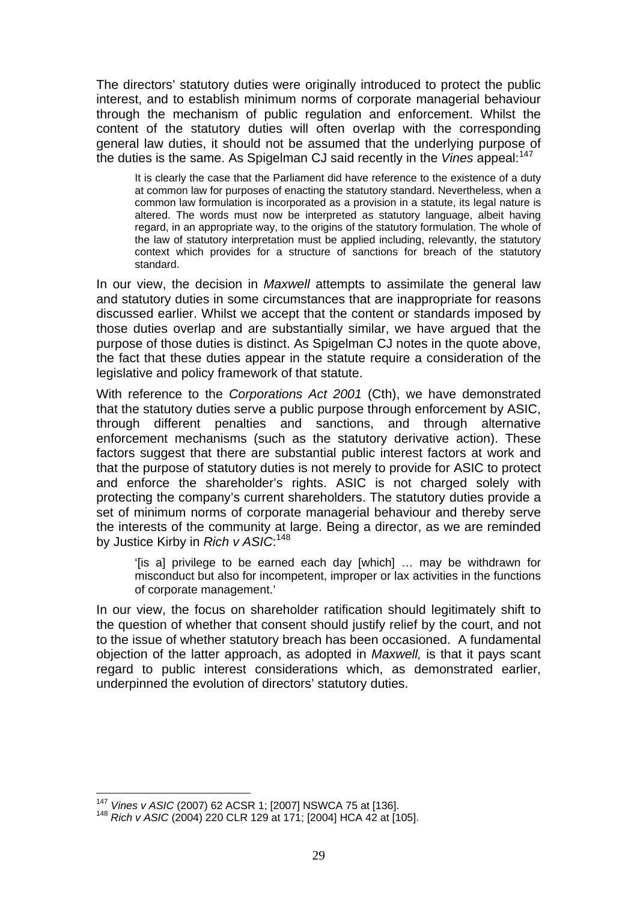The directors' statutory duties were originally introduced to protect the public interest, and to establish minimum norms of corporate managerial behaviour through the mechanism of public regulation and enforcement. Whilst the content of the statutory duties will often overlap with the corresponding general law duties, it should not be assumed that the underlying purpose of the duties is the same. As Spigelman CJ said recently in the *Vines* appeal:[147]

> It is clearly the case that the Parliament did have reference to the existence of a duty at common law for purposes of enacting the statutory standard. Nevertheless, when a common law formulation is incorporated as a provision in a statute, its legal nature is altered. The words must now be interpreted as statutory language, albeit having regard, in an appropriate way, to the origins of the statutory formulation. The whole of the law of statutory interpretation must be applied including, relevantly, the statutory context which provides for a structure of sanctions for breach of the statutory standard.

In our view, the decision in *Maxwell* attempts to assimilate the general law and statutory duties in some circumstances that are inappropriate for reasons discussed earlier. Whilst we accept that the content or standards imposed by those duties overlap and are substantially similar, we have argued that the purpose of those duties is distinct. As Spigelman CJ notes in the quote above, the fact that these duties appear in the statute require a consideration of the legislative and policy framework of that statute.

With reference to the *Corporations Act 2001* (Cth), we have demonstrated that the statutory duties serve a public purpose through enforcement by ASIC, through different penalties and sanctions, and through alternative enforcement mechanisms (such as the statutory derivative action). These factors suggest that there are substantial public interest factors at work and that the purpose of statutory duties is not merely to provide for ASIC to protect and enforce the shareholder's rights. ASIC is not charged solely with protecting the company's current shareholders. The statutory duties provide a set of minimum norms of corporate managerial behaviour and thereby serve the interests of the community at large. Being a director, as we are reminded by Justice Kirby in *Rich v ASIC*:[148]

> '[is a] privilege to be earned each day [which] … may be withdrawn for misconduct but also for incompetent, improper or lax activities in the functions of corporate management.'

In our view, the focus on shareholder ratification should legitimately shift to the question of whether that consent should justify relief by the court, and not to the issue of whether statutory breach has been occasioned. A fundamental objection of the latter approach, as adopted in *Maxwell,* is that it pays scant regard to public interest considerations which, as demonstrated earlier, underpinned the evolution of directors' statutory duties.

---

[147] *Vines v ASIC* (2007) 62 ACSR 1; [2007] NSWCA 75 at [136].

[148] *Rich v ASIC* (2004) 220 CLR 129 at 171; [2004] HCA 42 at [105].